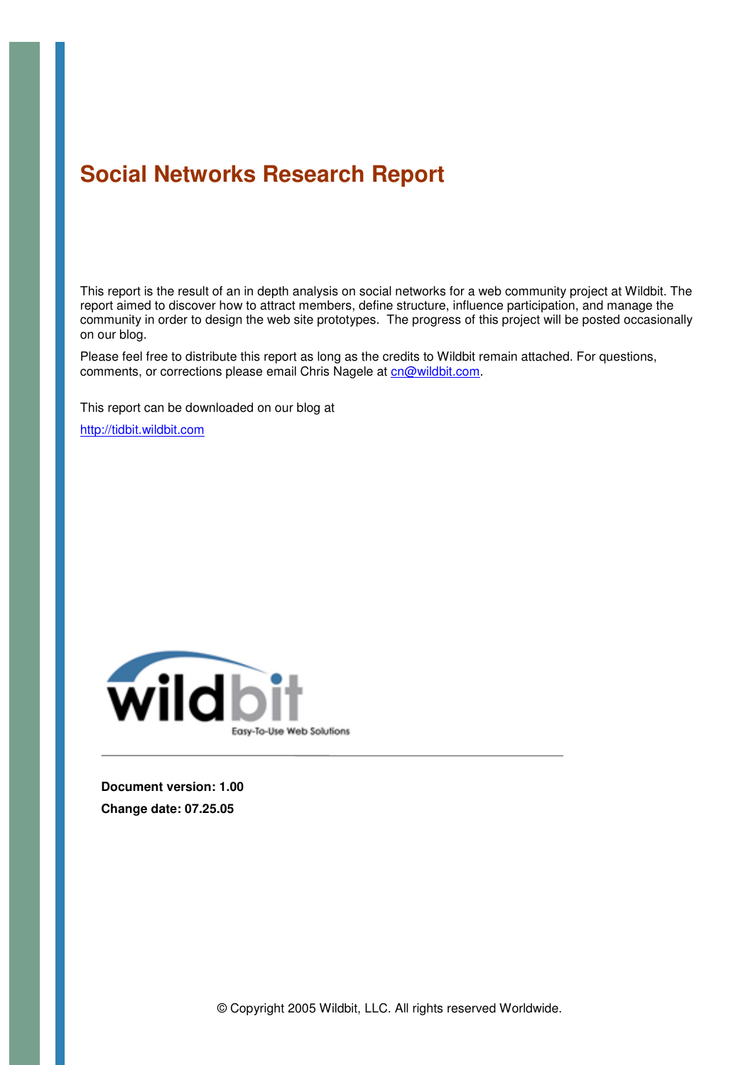# Social Networks Research Report

This report is the result of an in depth analysis on social networks for a web community project at Wildbit. The report aimed to discover how to attract members, define structure, influence participation, and manage the community in order to design the web site prototypes. The progress of this project will be posted occasionally on our blog.

Please feel free to distribute this report as long as the credits to Wildbit remain attached. For questions, comments, or corrections please email Chris Nagele at cn@wildbit.com.

This report can be downloaded on our blog at

http://tidbit.wildbit.com

wildbit

Easy-To-Use Web Solutions

**Document version: 1.00**

**Change date: 07.25.05**

© Copyright 2005 Wildbit, LLC. All rights reserved Worldwide.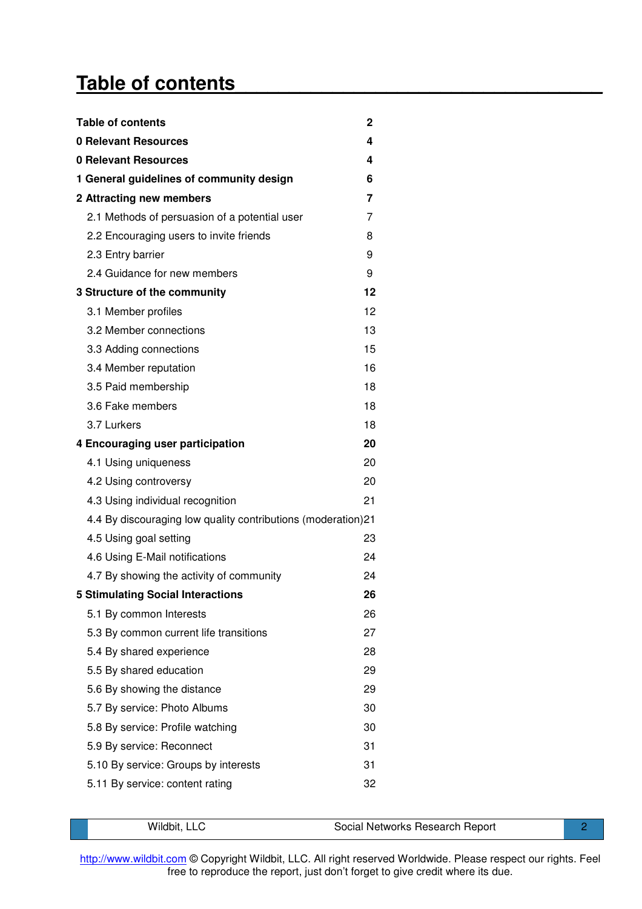# Table of contents

| | |
|---|---|
| **Table of contents** | **2** |
| **0 Relevant Resources** | **4** |
| **0 Relevant Resources** | **4** |
| **1 General guidelines of community design** | **6** |
| **2 Attracting new members** | **7** |
| 2.1 Methods of persuasion of a potential user | 7 |
| 2.2 Encouraging users to invite friends | 8 |
| 2.3 Entry barrier | 9 |
| 2.4 Guidance for new members | 9 |
| **3 Structure of the community** | **12** |
| 3.1 Member profiles | 12 |
| 3.2 Member connections | 13 |
| 3.3 Adding connections | 15 |
| 3.4 Member reputation | 16 |
| 3.5 Paid membership | 18 |
| 3.6 Fake members | 18 |
| 3.7 Lurkers | 18 |
| **4 Encouraging user participation** | **20** |
| 4.1 Using uniqueness | 20 |
| 4.2 Using controversy | 20 |
| 4.3 Using individual recognition | 21 |
| 4.4 By discouraging low quality contributions (moderation) | 21 |
| 4.5 Using goal setting | 23 |
| 4.6 Using E-Mail notifications | 24 |
| 4.7 By showing the activity of community | 24 |
| **5 Stimulating Social Interactions** | **26** |
| 5.1 By common Interests | 26 |
| 5.3 By common current life transitions | 27 |
| 5.4 By shared experience | 28 |
| 5.5 By shared education | 29 |
| 5.6 By showing the distance | 29 |
| 5.7 By service: Photo Albums | 30 |
| 5.8 By service: Profile watching | 30 |
| 5.9 By service: Reconnect | 31 |
| 5.10 By service: Groups by interests | 31 |
| 5.11 By service: content rating | 32 |

http://www.wildbit.com © Copyright Wildbit, LLC. All right reserved Worldwide. Please respect our rights. Feel free to reproduce the report, just don't forget to give credit where its due.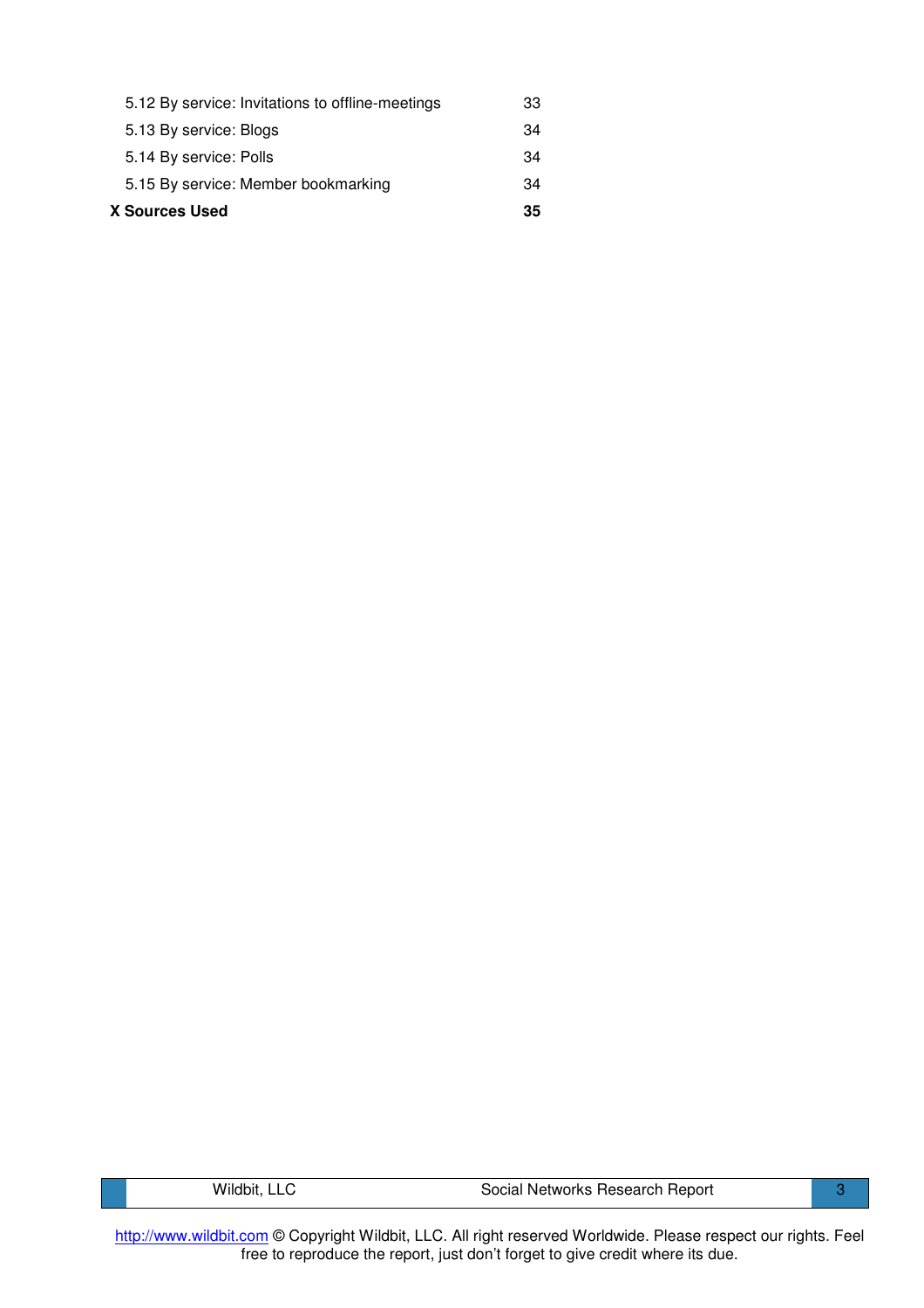| | |
|---|---|
| 5.12 By service: Invitations to offline-meetings | 33 |
| 5.13 By service: Blogs | 34 |
| 5.14 By service: Polls | 34 |
| 5.15 By service: Member bookmarking | 34 |
| **X Sources Used** | **35** |

http://www.wildbit.com © Copyright Wildbit, LLC. All right reserved Worldwide. Please respect our rights. Feel free to reproduce the report, just don't forget to give credit where its due.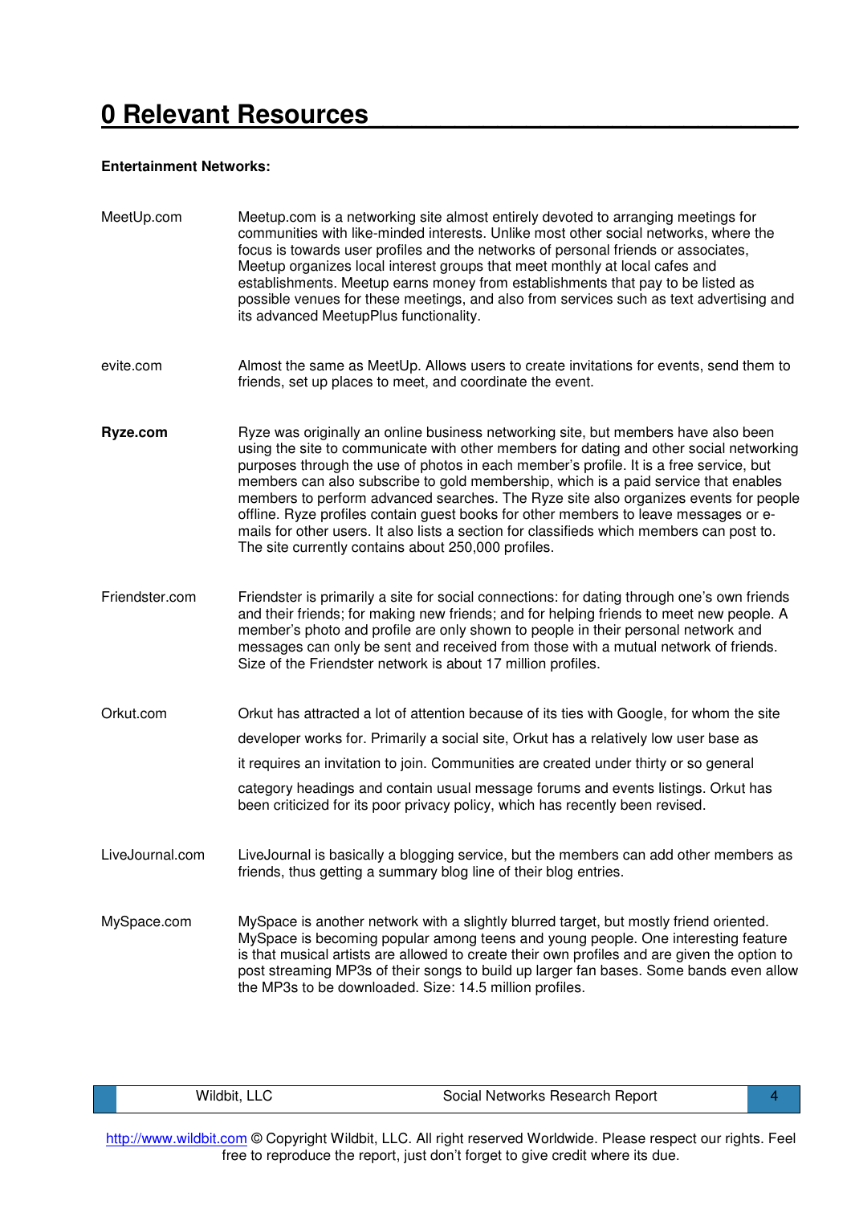# 0 Relevant Resources

**Entertainment Networks:**

| | |
|---|---|
| MeetUp.com | Meetup.com is a networking site almost entirely devoted to arranging meetings for communities with like-minded interests. Unlike most other social networks, where the focus is towards user profiles and the networks of personal friends or associates, Meetup organizes local interest groups that meet monthly at local cafes and establishments. Meetup earns money from establishments that pay to be listed as possible venues for these meetings, and also from services such as text advertising and its advanced MeetupPlus functionality. |
| evite.com | Almost the same as MeetUp. Allows users to create invitations for events, send them to friends, set up places to meet, and coordinate the event. |
| **Ryze.com** | Ryze was originally an online business networking site, but members have also been using the site to communicate with other members for dating and other social networking purposes through the use of photos in each member's profile. It is a free service, but members can also subscribe to gold membership, which is a paid service that enables members to perform advanced searches. The Ryze site also organizes events for people offline. Ryze profiles contain guest books for other members to leave messages or e-mails for other users. It also lists a section for classifieds which members can post to. The site currently contains about 250,000 profiles. |
| Friendster.com | Friendster is primarily a site for social connections: for dating through one's own friends and their friends; for making new friends; and for helping friends to meet new people. A member's photo and profile are only shown to people in their personal network and messages can only be sent and received from those with a mutual network of friends. Size of the Friendster network is about 17 million profiles. |
| Orkut.com | Orkut has attracted a lot of attention because of its ties with Google, for whom the site developer works for. Primarily a social site, Orkut has a relatively low user base as it requires an invitation to join. Communities are created under thirty or so general category headings and contain usual message forums and events listings. Orkut has been criticized for its poor privacy policy, which has recently been revised. |
| LiveJournal.com | LiveJournal is basically a blogging service, but the members can add other members as friends, thus getting a summary blog line of their blog entries. |
| MySpace.com | MySpace is another network with a slightly blurred target, but mostly friend oriented. MySpace is becoming popular among teens and young people. One interesting feature is that musical artists are allowed to create their own profiles and are given the option to post streaming MP3s of their songs to build up larger fan bases. Some bands even allow the MP3s to be downloaded. Size: 14.5 million profiles. |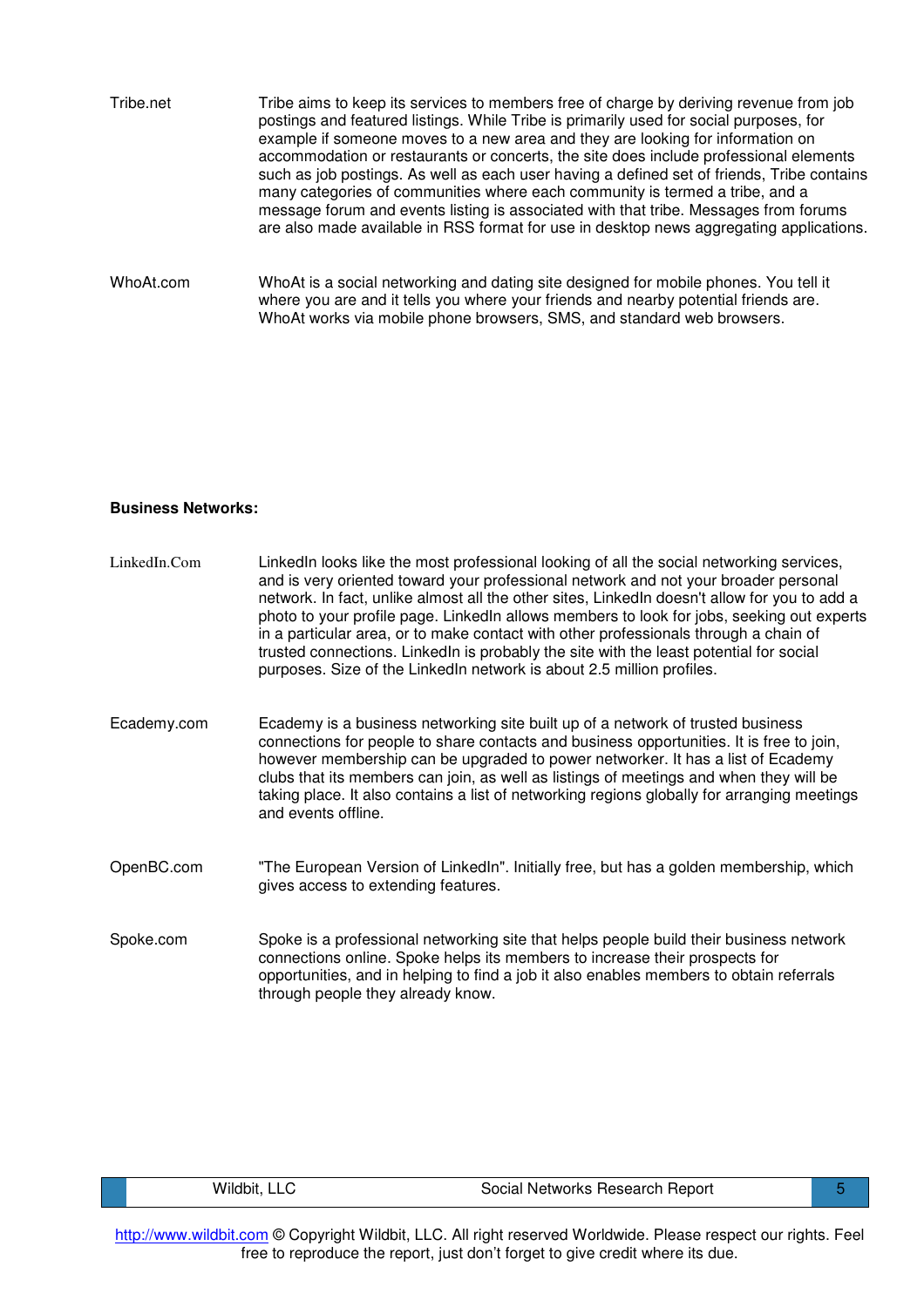Tribe.net

Tribe aims to keep its services to members free of charge by deriving revenue from job postings and featured listings. While Tribe is primarily used for social purposes, for example if someone moves to a new area and they are looking for information on accommodation or restaurants or concerts, the site does include professional elements such as job postings. As well as each user having a defined set of friends, Tribe contains many categories of communities where each community is termed a tribe, and a message forum and events listing is associated with that tribe. Messages from forums are also made available in RSS format for use in desktop news aggregating applications.

WhoAt.com

WhoAt is a social networking and dating site designed for mobile phones. You tell it where you are and it tells you where your friends and nearby potential friends are. WhoAt works via mobile phone browsers, SMS, and standard web browsers.

**Business Networks:**

LinkedIn.Com

LinkedIn looks like the most professional looking of all the social networking services, and is very oriented toward your professional network and not your broader personal network. In fact, unlike almost all the other sites, LinkedIn doesn't allow for you to add a photo to your profile page. LinkedIn allows members to look for jobs, seeking out experts in a particular area, or to make contact with other professionals through a chain of trusted connections. LinkedIn is probably the site with the least potential for social purposes. Size of the LinkedIn network is about 2.5 million profiles.

Ecademy.com

Ecademy is a business networking site built up of a network of trusted business connections for people to share contacts and business opportunities. It is free to join, however membership can be upgraded to power networker. It has a list of Ecademy clubs that its members can join, as well as listings of meetings and when they will be taking place. It also contains a list of networking regions globally for arranging meetings and events offline.

OpenBC.com

"The European Version of LinkedIn". Initially free, but has a golden membership, which gives access to extending features.

Spoke.com

Spoke is a professional networking site that helps people build their business network connections online. Spoke helps its members to increase their prospects for opportunities, and in helping to find a job it also enables members to obtain referrals through people they already know.

http://www.wildbit.com © Copyright Wildbit, LLC. All right reserved Worldwide. Please respect our rights. Feel free to reproduce the report, just don't forget to give credit where its due.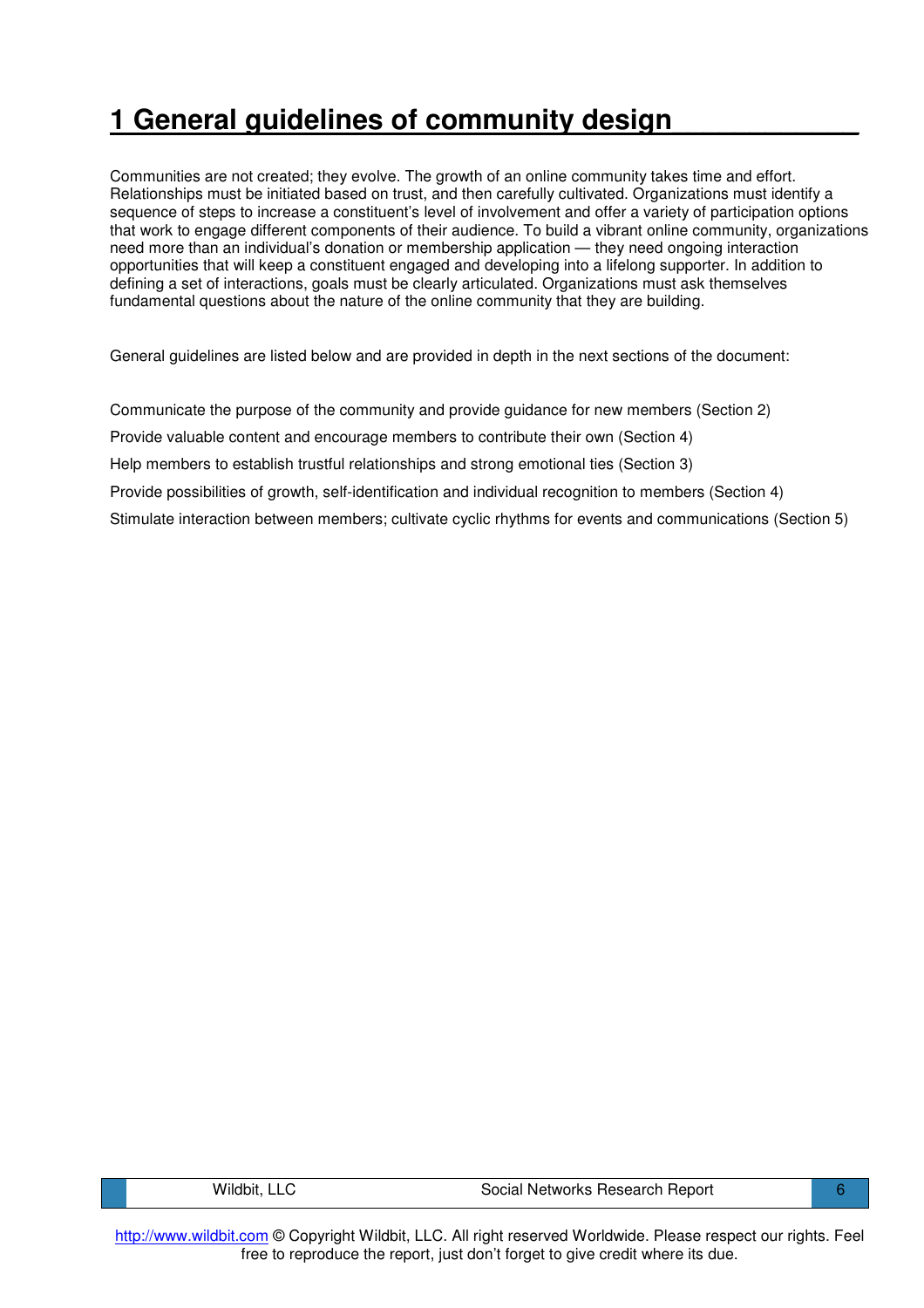# 1 General guidelines of community design

Communities are not created; they evolve. The growth of an online community takes time and effort. Relationships must be initiated based on trust, and then carefully cultivated. Organizations must identify a sequence of steps to increase a constituent's level of involvement and offer a variety of participation options that work to engage different components of their audience. To build a vibrant online community, organizations need more than an individual's donation or membership application — they need ongoing interaction opportunities that will keep a constituent engaged and developing into a lifelong supporter. In addition to defining a set of interactions, goals must be clearly articulated. Organizations must ask themselves fundamental questions about the nature of the online community that they are building.

General guidelines are listed below and are provided in depth in the next sections of the document:

Communicate the purpose of the community and provide guidance for new members (Section 2)

Provide valuable content and encourage members to contribute their own (Section 4)

Help members to establish trustful relationships and strong emotional ties (Section 3)

Provide possibilities of growth, self-identification and individual recognition to members (Section 4)

Stimulate interaction between members; cultivate cyclic rhythms for events and communications (Section 5)

http://www.wildbit.com © Copyright Wildbit, LLC. All right reserved Worldwide. Please respect our rights. Feel free to reproduce the report, just don't forget to give credit where its due.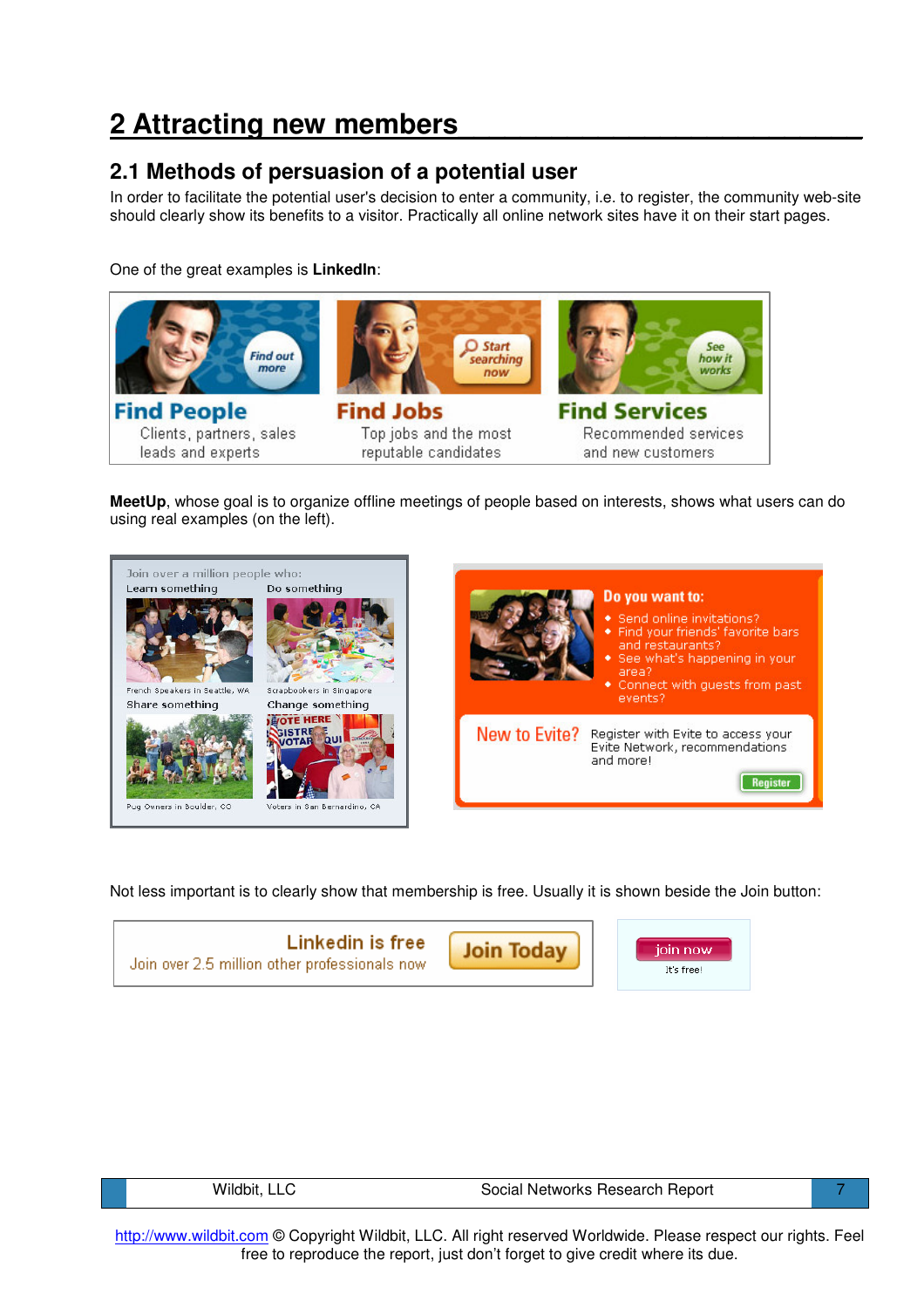# 2 Attracting new members

## 2.1 Methods of persuasion of a potential user

In order to facilitate the potential user's decision to enter a community, i.e. to register, the community web-site should clearly show its benefits to a visitor. Practically all online network sites have it on their start pages.

One of the great examples is **LinkedIn**:

**MeetUp**, whose goal is to organize offline meetings of people based on interests, shows what users can do using real examples (on the left).

Not less important is to clearly show that membership is free. Usually it is shown beside the Join button:

http://www.wildbit.com © Copyright Wildbit, LLC. All right reserved Worldwide. Please respect our rights. Feel free to reproduce the report, just don't forget to give credit where its due.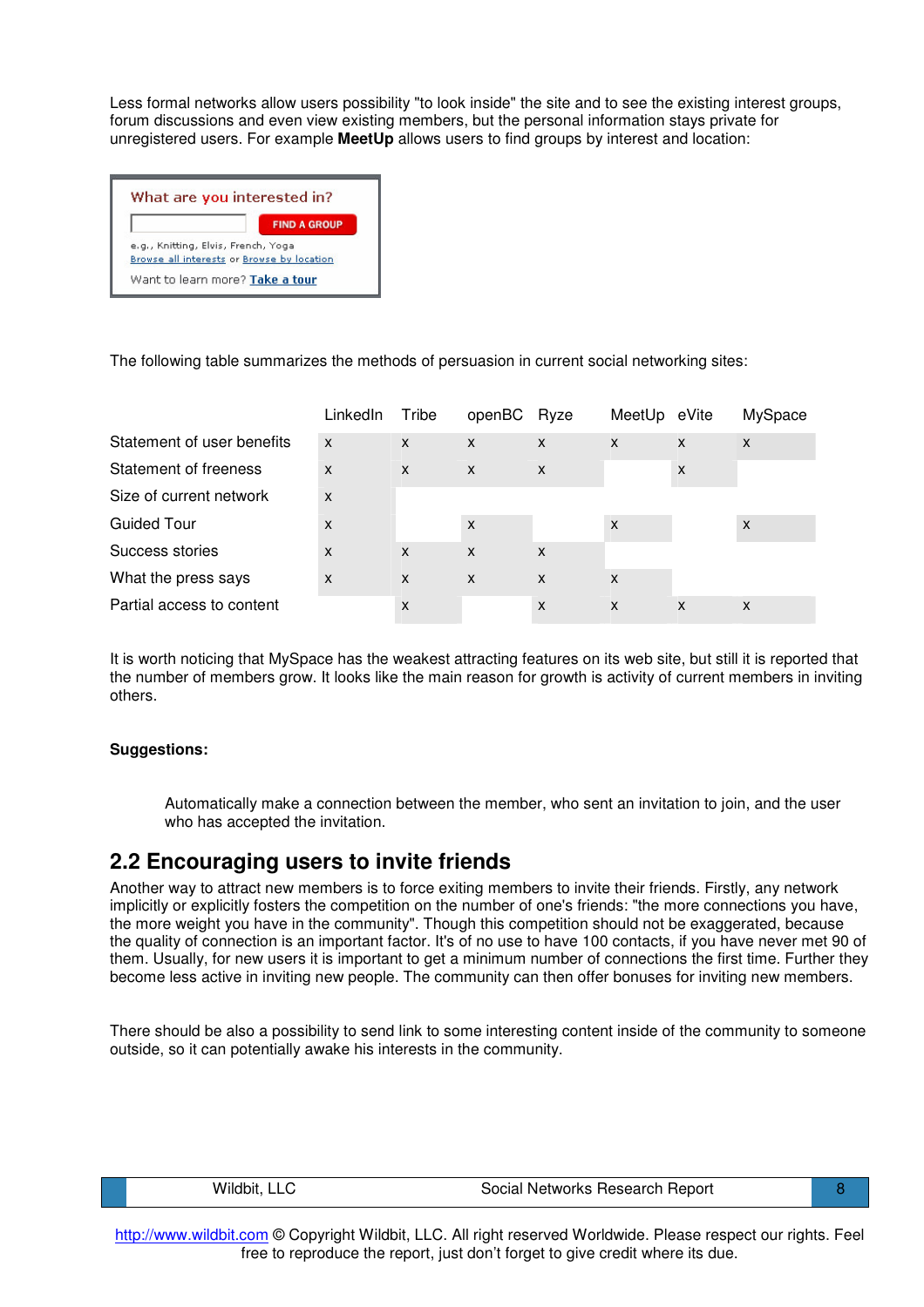Less formal networks allow users possibility "to look inside" the site and to see the existing interest groups, forum discussions and even view existing members, but the personal information stays private for unregistered users. For example **MeetUp** allows users to find groups by interest and location:

The following table summarizes the methods of persuasion in current social networking sites:

| | LinkedIn | Tribe | openBC | Ryze | MeetUp | eVite | MySpace |
|---|---|---|---|---|---|---|---|
| Statement of user benefits | x | x | x | x | x | x | x |
| Statement of freeness | x | x | x | x | | x | |
| Size of current network | x | | | | | | |
| Guided Tour | x | | x | | x | | x |
| Success stories | x | x | x | x | | | |
| What the press says | x | x | x | x | x | | |
| Partial access to content | | x | | x | x | x | x |

It is worth noticing that MySpace has the weakest attracting features on its web site, but still it is reported that the number of members grow. It looks like the main reason for growth is activity of current members in inviting others.

**Suggestions:**

Automatically make a connection between the member, who sent an invitation to join, and the user who has accepted the invitation.

## 2.2 Encouraging users to invite friends

Another way to attract new members is to force exiting members to invite their friends. Firstly, any network implicitly or explicitly fosters the competition on the number of one's friends: "the more connections you have, the more weight you have in the community". Though this competition should not be exaggerated, because the quality of connection is an important factor. It's of no use to have 100 contacts, if you have never met 90 of them. Usually, for new users it is important to get a minimum number of connections the first time. Further they become less active in inviting new people. The community can then offer bonuses for inviting new members.

There should be also a possibility to send link to some interesting content inside of the community to someone outside, so it can potentially awake his interests in the community.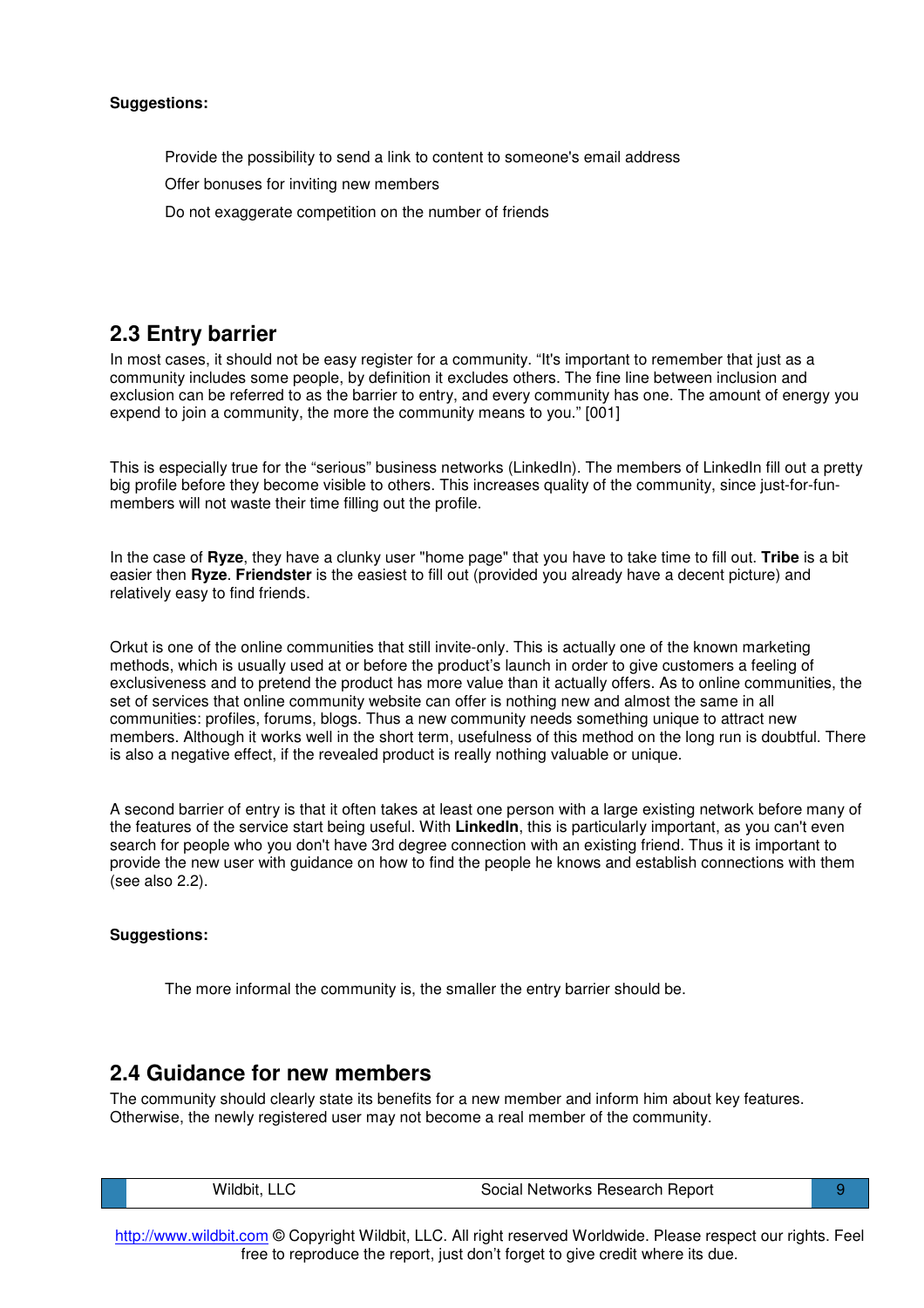**Suggestions:**

- Provide the possibility to send a link to content to someone's email address
- Offer bonuses for inviting new members
- Do not exaggerate competition on the number of friends

## 2.3 Entry barrier

In most cases, it should not be easy register for a community. “It's important to remember that just as a community includes some people, by definition it excludes others. The fine line between inclusion and exclusion can be referred to as the barrier to entry, and every community has one. The amount of energy you expend to join a community, the more the community means to you.” [001]

This is especially true for the “serious” business networks (LinkedIn). The members of LinkedIn fill out a pretty big profile before they become visible to others. This increases quality of the community, since just-for-fun-members will not waste their time filling out the profile.

In the case of **Ryze**, they have a clunky user "home page" that you have to take time to fill out. **Tribe** is a bit easier then **Ryze**. **Friendster** is the easiest to fill out (provided you already have a decent picture) and relatively easy to find friends.

Orkut is one of the online communities that still invite-only. This is actually one of the known marketing methods, which is usually used at or before the product’s launch in order to give customers a feeling of exclusiveness and to pretend the product has more value than it actually offers. As to online communities, the set of services that online community website can offer is nothing new and almost the same in all communities: profiles, forums, blogs. Thus a new community needs something unique to attract new members. Although it works well in the short term, usefulness of this method on the long run is doubtful. There is also a negative effect, if the revealed product is really nothing valuable or unique.

A second barrier of entry is that it often takes at least one person with a large existing network before many of the features of the service start being useful. With **LinkedIn**, this is particularly important, as you can't even search for people who you don't have 3rd degree connection with an existing friend. Thus it is important to provide the new user with guidance on how to find the people he knows and establish connections with them (see also 2.2).

**Suggestions:**

- The more informal the community is, the smaller the entry barrier should be.

## 2.4 Guidance for new members

The community should clearly state its benefits for a new member and inform him about key features. Otherwise, the newly registered user may not become a real member of the community.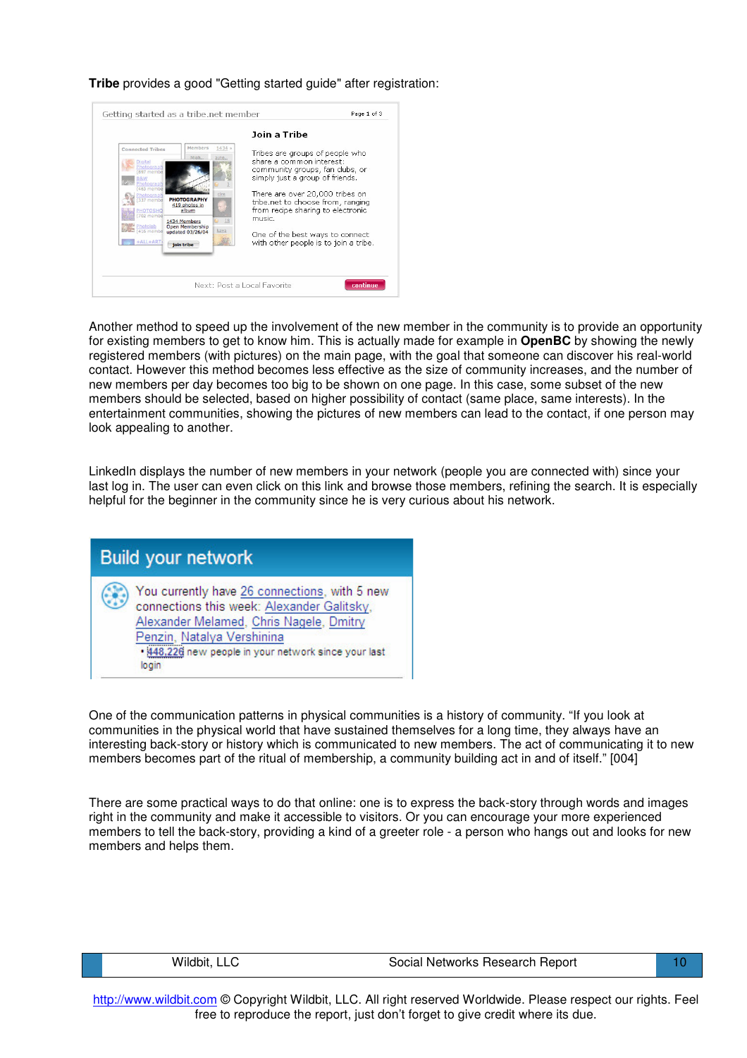**Tribe** provides a good "Getting started guide" after registration:

Another method to speed up the involvement of the new member in the community is to provide an opportunity for existing members to get to know him. This is actually made for example in **OpenBC** by showing the newly registered members (with pictures) on the main page, with the goal that someone can discover his real-world contact. However this method becomes less effective as the size of community increases, and the number of new members per day becomes too big to be shown on one page. In this case, some subset of the new members should be selected, based on higher possibility of contact (same place, same interests). In the entertainment communities, showing the pictures of new members can lead to the contact, if one person may look appealing to another.

LinkedIn displays the number of new members in your network (people you are connected with) since your last log in. The user can even click on this link and browse those members, refining the search. It is especially helpful for the beginner in the community since he is very curious about his network.

One of the communication patterns in physical communities is a history of community. "If you look at communities in the physical world that have sustained themselves for a long time, they always have an interesting back-story or history which is communicated to new members. The act of communicating it to new members becomes part of the ritual of membership, a community building act in and of itself." [004]

There are some practical ways to do that online: one is to express the back-story through words and images right in the community and make it accessible to visitors. Or you can encourage your more experienced members to tell the back-story, providing a kind of a greeter role - a person who hangs out and looks for new members and helps them.

http://www.wildbit.com © Copyright Wildbit, LLC. All right reserved Worldwide. Please respect our rights. Feel free to reproduce the report, just don't forget to give credit where its due.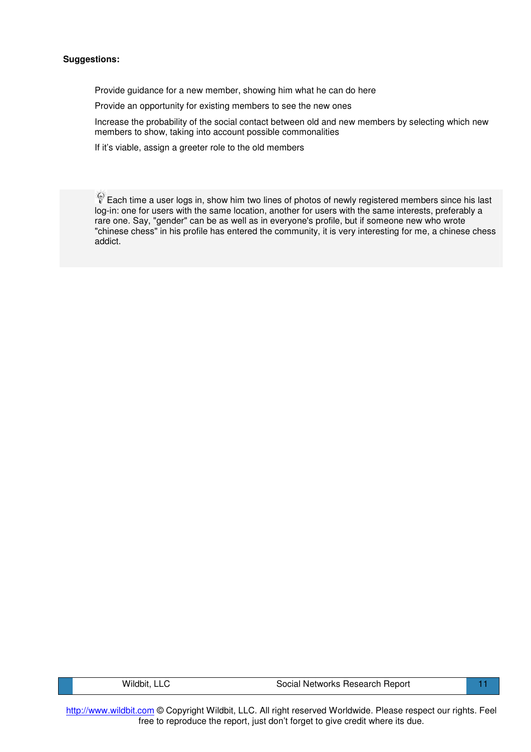**Suggestions:**

- Provide guidance for a new member, showing him what he can do here
- Provide an opportunity for existing members to see the new ones
- Increase the probability of the social contact between old and new members by selecting which new members to show, taking into account possible commonalities
- If it's viable, assign a greeter role to the old members

> Each time a user logs in, show him two lines of photos of newly registered members since his last log-in: one for users with the same location, another for users with the same interests, preferably a rare one. Say, "gender" can be as well as in everyone's profile, but if someone new who wrote "chinese chess" in his profile has entered the community, it is very interesting for me, a chinese chess addict.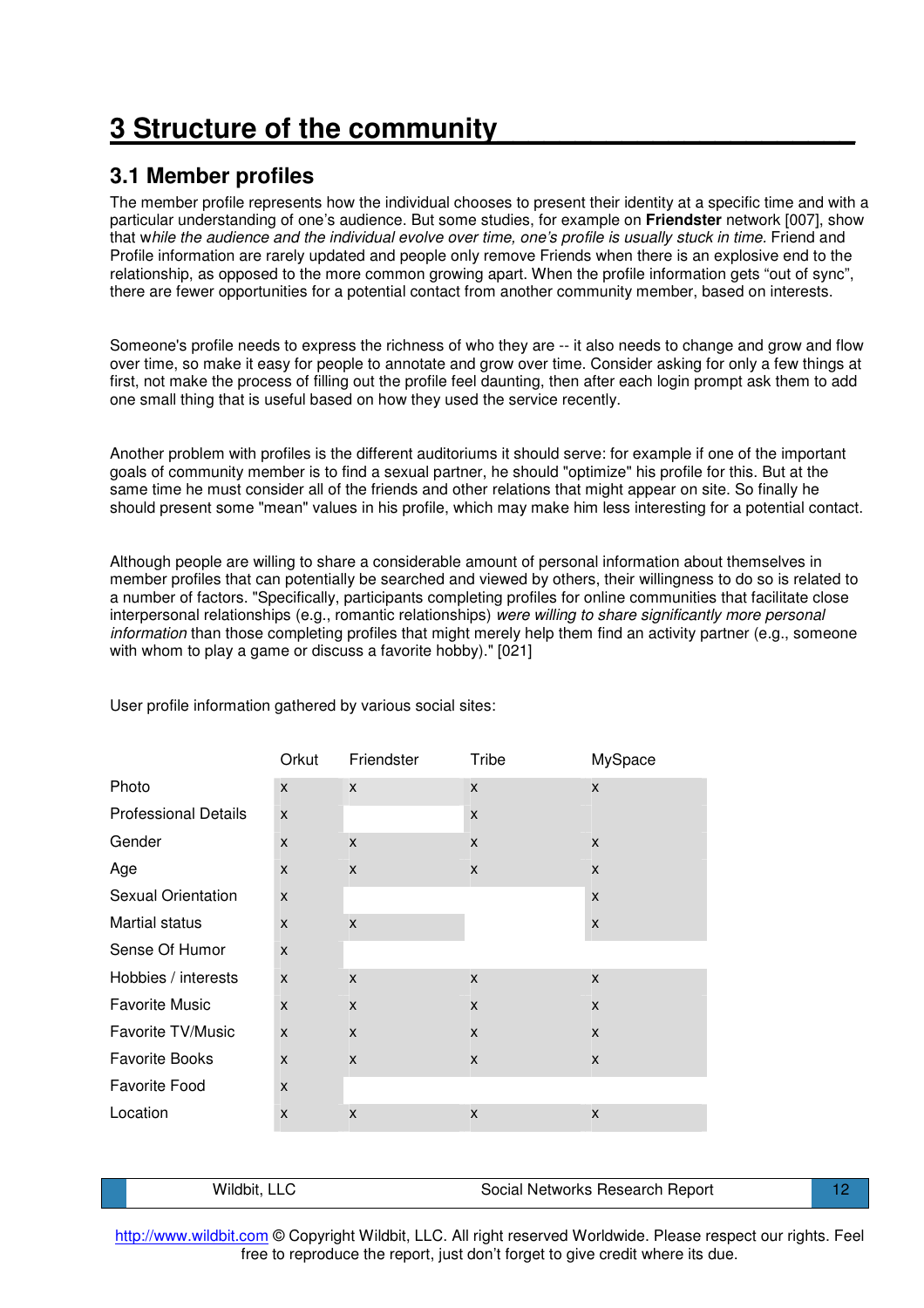# 3 Structure of the community

## 3.1 Member profiles

The member profile represents how the individual chooses to present their identity at a specific time and with a particular understanding of one's audience. But some studies, for example on **Friendster** network [007], show that w*hile the audience and the individual evolve over time, one's profile is usually stuck in time.* Friend and Profile information are rarely updated and people only remove Friends when there is an explosive end to the relationship, as opposed to the more common growing apart. When the profile information gets "out of sync", there are fewer opportunities for a potential contact from another community member, based on interests.

Someone's profile needs to express the richness of who they are -- it also needs to change and grow and flow over time, so make it easy for people to annotate and grow over time. Consider asking for only a few things at first, not make the process of filling out the profile feel daunting, then after each login prompt ask them to add one small thing that is useful based on how they used the service recently.

Another problem with profiles is the different auditoriums it should serve: for example if one of the important goals of community member is to find a sexual partner, he should "optimize" his profile for this. But at the same time he must consider all of the friends and other relations that might appear on site. So finally he should present some "mean" values in his profile, which may make him less interesting for a potential contact.

Although people are willing to share a considerable amount of personal information about themselves in member profiles that can potentially be searched and viewed by others, their willingness to do so is related to a number of factors. "Specifically, participants completing profiles for online communities that facilitate close interpersonal relationships (e.g., romantic relationships) *were willing to share significantly more personal information* than those completing profiles that might merely help them find an activity partner (e.g., someone with whom to play a game or discuss a favorite hobby)." [021]

User profile information gathered by various social sites:

| | Orkut | Friendster | Tribe | MySpace |
|---|---|---|---|---|
| Photo | x | x | x | x |
| Professional Details | x | | x | |
| Gender | x | x | x | x |
| Age | x | x | x | x |
| Sexual Orientation | x | | | x |
| Martial status | x | x | | x |
| Sense Of Humor | x | | | |
| Hobbies / interests | x | x | x | x |
| Favorite Music | x | x | x | x |
| Favorite TV/Music | x | x | x | x |
| Favorite Books | x | x | x | x |
| Favorite Food | x | | | |
| Location | x | x | x | x |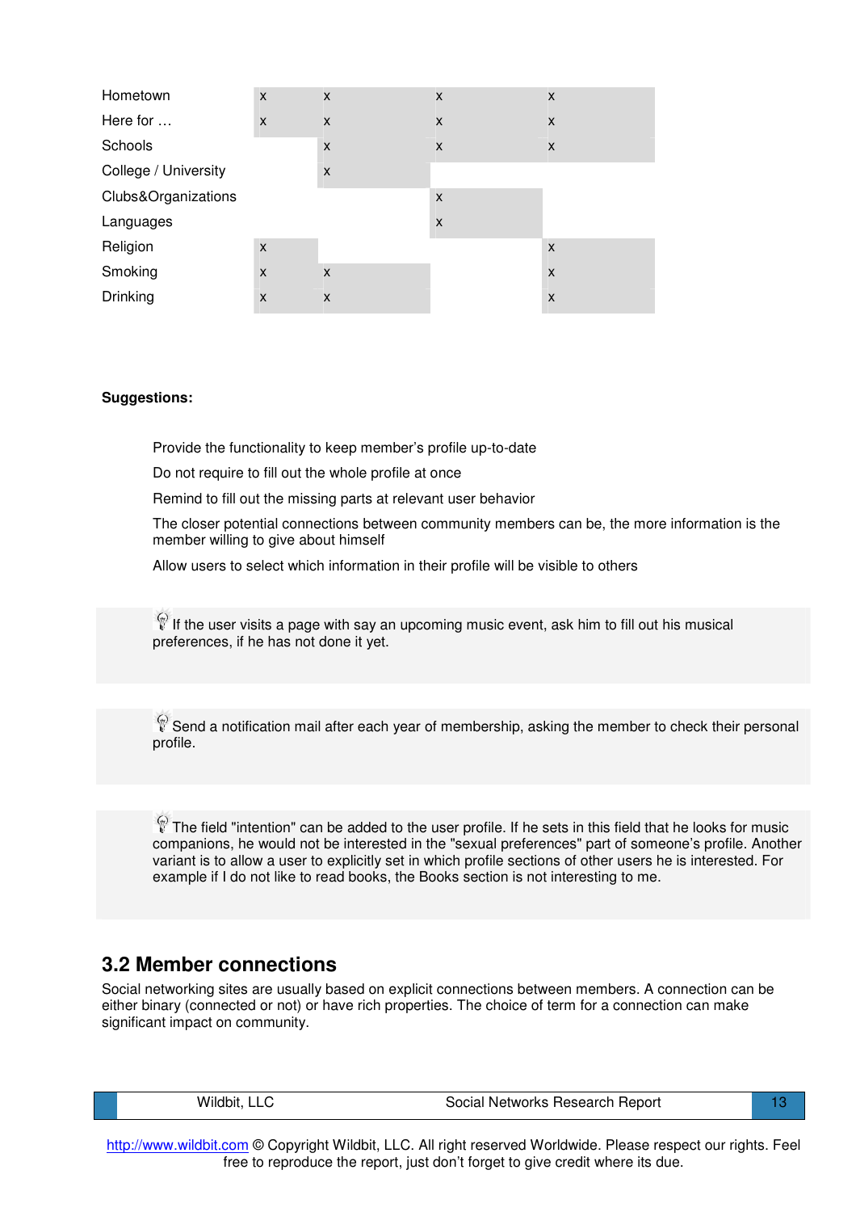| | | | | |
|---|---|---|---|---|
| Hometown | x | x | x | x |
| Here for … | x | x | x | x |
| Schools | | x | x | x |
| College / University | | x | | |
| Clubs&Organizations | | | x | |
| Languages | | | x | |
| Religion | x | | | x |
| Smoking | x | x | | x |
| Drinking | x | x | | x |

**Suggestions:**

Provide the functionality to keep member's profile up-to-date

Do not require to fill out the whole profile at once

Remind to fill out the missing parts at relevant user behavior

The closer potential connections between community members can be, the more information is the member willing to give about himself

Allow users to select which information in their profile will be visible to others

If the user visits a page with say an upcoming music event, ask him to fill out his musical preferences, if he has not done it yet.

Send a notification mail after each year of membership, asking the member to check their personal profile.

The field "intention" can be added to the user profile. If he sets in this field that he looks for music companions, he would not be interested in the "sexual preferences" part of someone's profile. Another variant is to allow a user to explicitly set in which profile sections of other users he is interested. For example if I do not like to read books, the Books section is not interesting to me.

## 3.2 Member connections

Social networking sites are usually based on explicit connections between members. A connection can be either binary (connected or not) or have rich properties. The choice of term for a connection can make significant impact on community.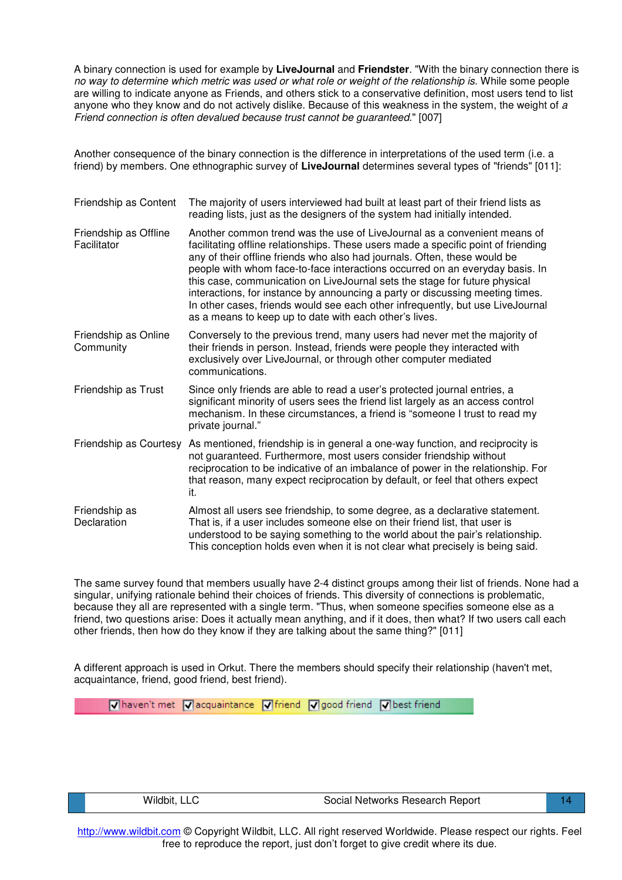A binary connection is used for example by **LiveJournal** and **Friendster**. "With the binary connection there is *no way to determine which metric was used or what role or weight of the relationship is*. While some people are willing to indicate anyone as Friends, and others stick to a conservative definition, most users tend to list anyone who they know and do not actively dislike. Because of this weakness in the system, the weight of *a Friend connection is often devalued because trust cannot be guaranteed*." [007]

Another consequence of the binary connection is the difference in interpretations of the used term (i.e. a friend) by members. One ethnographic survey of **LiveJournal** determines several types of "friends" [011]:

| | |
|---|---|
| Friendship as Content | The majority of users interviewed had built at least part of their friend lists as reading lists, just as the designers of the system had initially intended. |
| Friendship as Offline Facilitator | Another common trend was the use of LiveJournal as a convenient means of facilitating offline relationships. These users made a specific point of friending any of their offline friends who also had journals. Often, these would be people with whom face-to-face interactions occurred on an everyday basis. In this case, communication on LiveJournal sets the stage for future physical interactions, for instance by announcing a party or discussing meeting times. In other cases, friends would see each other infrequently, but use LiveJournal as a means to keep up to date with each other's lives. |
| Friendship as Online Community | Conversely to the previous trend, many users had never met the majority of their friends in person. Instead, friends were people they interacted with exclusively over LiveJournal, or through other computer mediated communications. |
| Friendship as Trust | Since only friends are able to read a user's protected journal entries, a significant minority of users sees the friend list largely as an access control mechanism. In these circumstances, a friend is "someone I trust to read my private journal." |
| Friendship as Courtesy | As mentioned, friendship is in general a one-way function, and reciprocity is not guaranteed. Furthermore, most users consider friendship without reciprocation to be indicative of an imbalance of power in the relationship. For that reason, many expect reciprocation by default, or feel that others expect it. |
| Friendship as Declaration | Almost all users see friendship, to some degree, as a declarative statement. That is, if a user includes someone else on their friend list, that user is understood to be saying something to the world about the pair's relationship. This conception holds even when it is not clear what precisely is being said. |

The same survey found that members usually have 2-4 distinct groups among their list of friends. None had a singular, unifying rationale behind their choices of friends. This diversity of connections is problematic, because they all are represented with a single term. "Thus, when someone specifies someone else as a friend, two questions arise: Does it actually mean anything, and if it does, then what? If two users call each other friends, then how do they know if they are talking about the same thing?" [011]

A different approach is used in Orkut. There the members should specify their relationship (haven't met, acquaintance, friend, good friend, best friend).

☑ haven't met ☑ acquaintance ☑ friend ☑ good friend ☑ best friend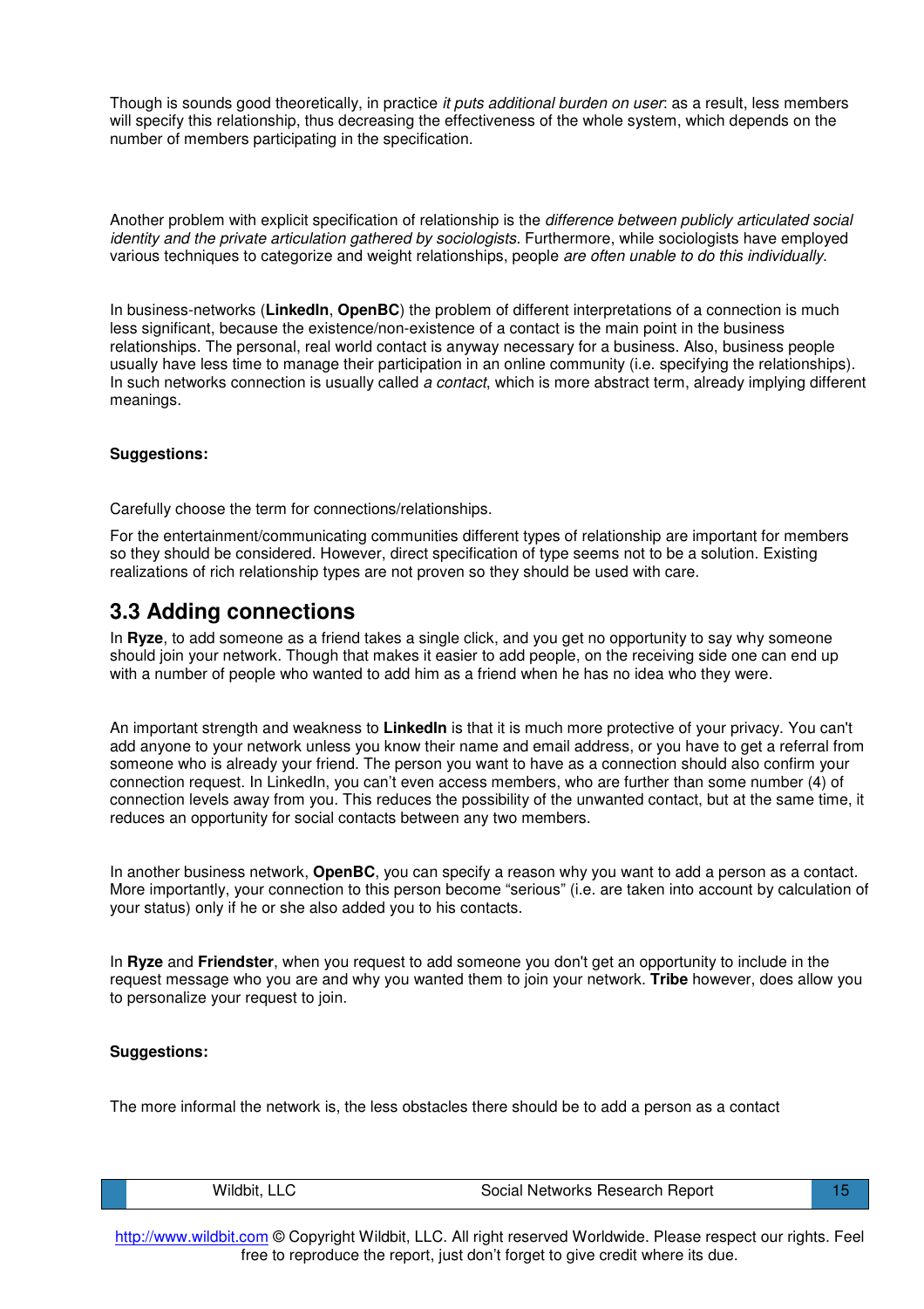Though is sounds good theoretically, in practice *it puts additional burden on user*: as a result, less members will specify this relationship, thus decreasing the effectiveness of the whole system, which depends on the number of members participating in the specification.

Another problem with explicit specification of relationship is the *difference between publicly articulated social identity and the private articulation gathered by sociologists*. Furthermore, while sociologists have employed various techniques to categorize and weight relationships, people *are often unable to do this individually*.

In business-networks (**LinkedIn**, **OpenBC**) the problem of different interpretations of a connection is much less significant, because the existence/non-existence of a contact is the main point in the business relationships. The personal, real world contact is anyway necessary for a business. Also, business people usually have less time to manage their participation in an online community (i.e. specifying the relationships). In such networks connection is usually called *a contact*, which is more abstract term, already implying different meanings.

**Suggestions:**

Carefully choose the term for connections/relationships.

For the entertainment/communicating communities different types of relationship are important for members so they should be considered. However, direct specification of type seems not to be a solution. Existing realizations of rich relationship types are not proven so they should be used with care.

## 3.3 Adding connections

In **Ryze**, to add someone as a friend takes a single click, and you get no opportunity to say why someone should join your network. Though that makes it easier to add people, on the receiving side one can end up with a number of people who wanted to add him as a friend when he has no idea who they were.

An important strength and weakness to **LinkedIn** is that it is much more protective of your privacy. You can't add anyone to your network unless you know their name and email address, or you have to get a referral from someone who is already your friend. The person you want to have as a connection should also confirm your connection request. In LinkedIn, you can't even access members, who are further than some number (4) of connection levels away from you. This reduces the possibility of the unwanted contact, but at the same time, it reduces an opportunity for social contacts between any two members.

In another business network, **OpenBC**, you can specify a reason why you want to add a person as a contact. More importantly, your connection to this person become "serious" (i.e. are taken into account by calculation of your status) only if he or she also added you to his contacts.

In **Ryze** and **Friendster**, when you request to add someone you don't get an opportunity to include in the request message who you are and why you wanted them to join your network. **Tribe** however, does allow you to personalize your request to join.

**Suggestions:**

The more informal the network is, the less obstacles there should be to add a person as a contact

http://www.wildbit.com © Copyright Wildbit, LLC. All right reserved Worldwide. Please respect our rights. Feel free to reproduce the report, just don't forget to give credit where its due.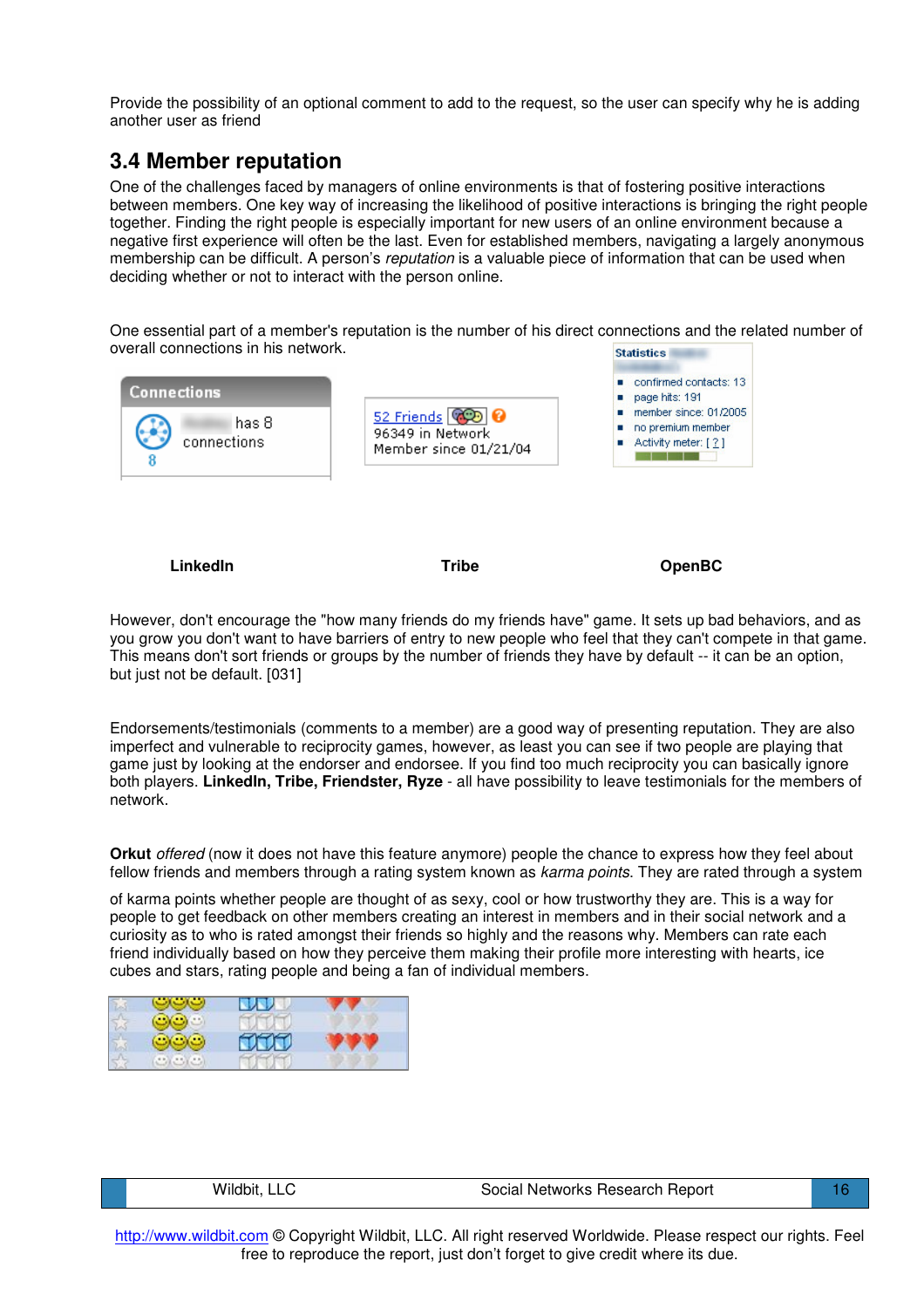Provide the possibility of an optional comment to add to the request, so the user can specify why he is adding another user as friend

## 3.4 Member reputation

One of the challenges faced by managers of online environments is that of fostering positive interactions between members. One key way of increasing the likelihood of positive interactions is bringing the right people together. Finding the right people is especially important for new users of an online environment because a negative first experience will often be the last. Even for established members, navigating a largely anonymous membership can be difficult. A person's *reputation* is a valuable piece of information that can be used when deciding whether or not to interact with the person online.

One essential part of a member's reputation is the number of his direct connections and the related number of overall connections in his network.

**LinkedIn** **Tribe** **OpenBC**

However, don't encourage the "how many friends do my friends have" game. It sets up bad behaviors, and as you grow you don't want to have barriers of entry to new people who feel that they can't compete in that game. This means don't sort friends or groups by the number of friends they have by default -- it can be an option, but just not be default. [031]

Endorsements/testimonials (comments to a member) are a good way of presenting reputation. They are also imperfect and vulnerable to reciprocity games, however, as least you can see if two people are playing that game just by looking at the endorser and endorsee. If you find too much reciprocity you can basically ignore both players. **LinkedIn, Tribe, Friendster, Ryze** - all have possibility to leave testimonials for the members of network.

**Orkut** *offered* (now it does not have this feature anymore) people the chance to express how they feel about fellow friends and members through a rating system known as *karma points*. They are rated through a system

of karma points whether people are thought of as sexy, cool or how trustworthy they are. This is a way for people to get feedback on other members creating an interest in members and in their social network and a curiosity as to who is rated amongst their friends so highly and the reasons why. Members can rate each friend individually based on how they perceive them making their profile more interesting with hearts, ice cubes and stars, rating people and being a fan of individual members.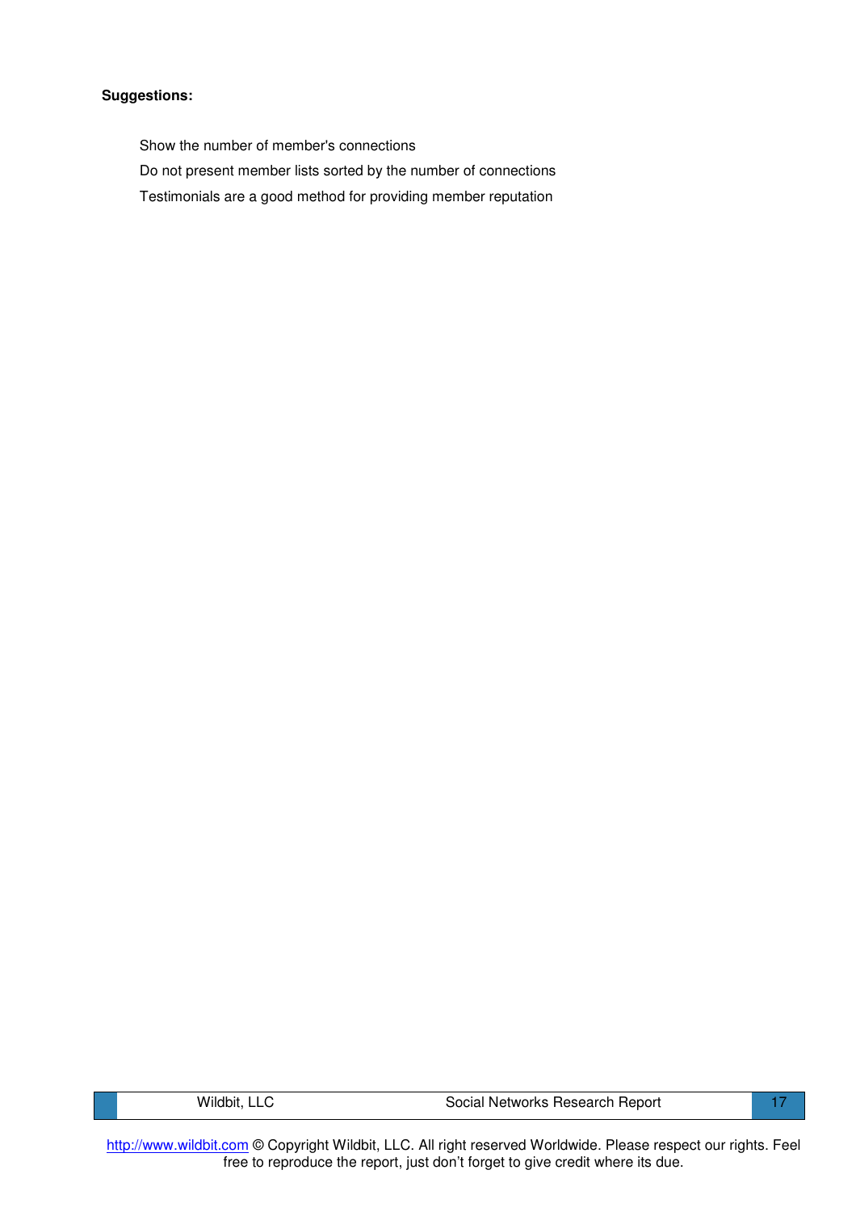**Suggestions:**

- Show the number of member's connections
- Do not present member lists sorted by the number of connections
- Testimonials are a good method for providing member reputation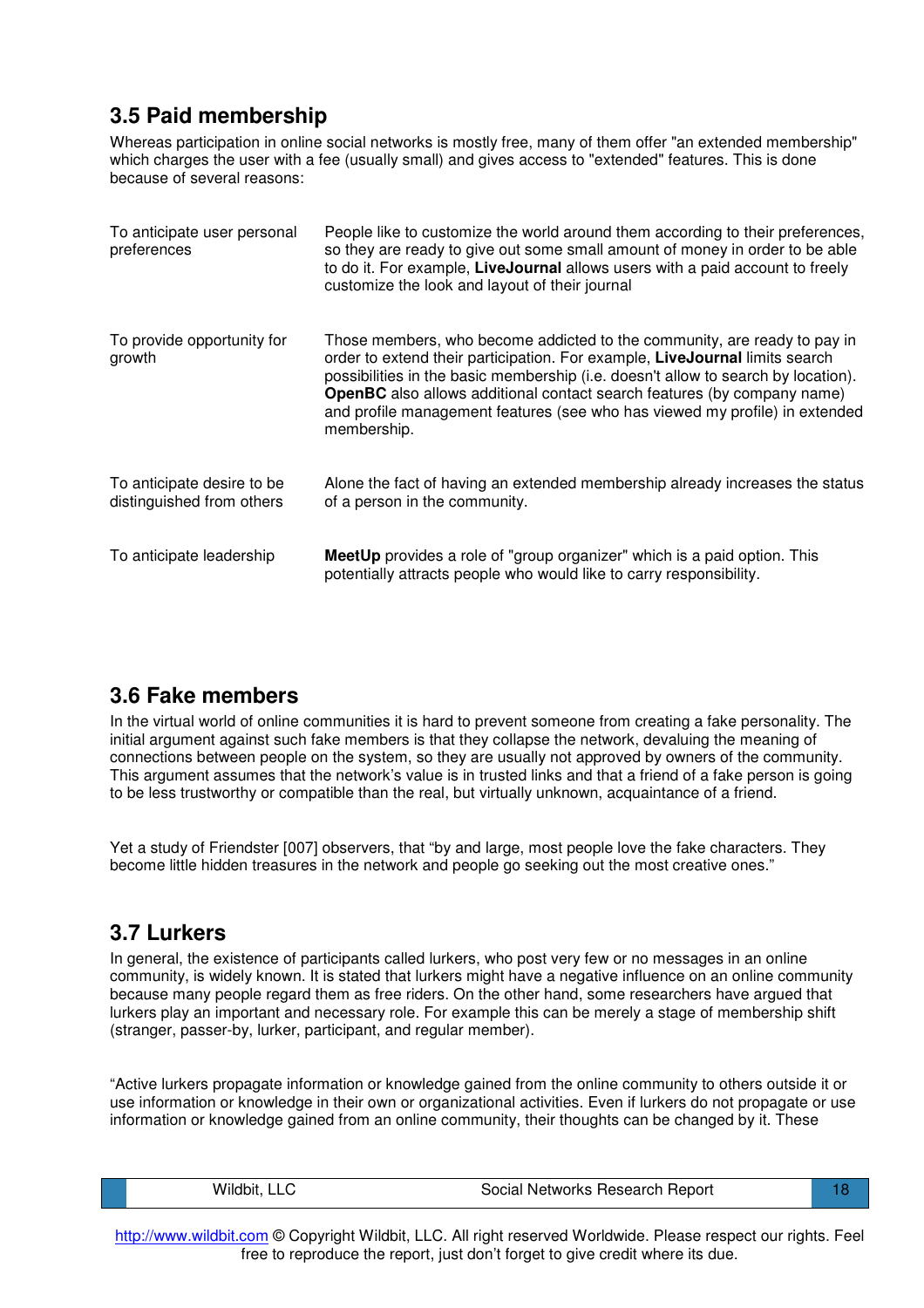## 3.5 Paid membership

Whereas participation in online social networks is mostly free, many of them offer "an extended membership" which charges the user with a fee (usually small) and gives access to "extended" features. This is done because of several reasons:

| | |
|---|---|
| To anticipate user personal preferences | People like to customize the world around them according to their preferences, so they are ready to give out some small amount of money in order to be able to do it. For example, **LiveJournal** allows users with a paid account to freely customize the look and layout of their journal |
| To provide opportunity for growth | Those members, who become addicted to the community, are ready to pay in order to extend their participation. For example, **LiveJournal** limits search possibilities in the basic membership (i.e. doesn't allow to search by location). **OpenBC** also allows additional contact search features (by company name) and profile management features (see who has viewed my profile) in extended membership. |
| To anticipate desire to be distinguished from others | Alone the fact of having an extended membership already increases the status of a person in the community. |
| To anticipate leadership | **MeetUp** provides a role of "group organizer" which is a paid option. This potentially attracts people who would like to carry responsibility. |

## 3.6 Fake members

In the virtual world of online communities it is hard to prevent someone from creating a fake personality. The initial argument against such fake members is that they collapse the network, devaluing the meaning of connections between people on the system, so they are usually not approved by owners of the community. This argument assumes that the network's value is in trusted links and that a friend of a fake person is going to be less trustworthy or compatible than the real, but virtually unknown, acquaintance of a friend.

Yet a study of Friendster [007] observers, that "by and large, most people love the fake characters. They become little hidden treasures in the network and people go seeking out the most creative ones."

## 3.7 Lurkers

In general, the existence of participants called lurkers, who post very few or no messages in an online community, is widely known. It is stated that lurkers might have a negative influence on an online community because many people regard them as free riders. On the other hand, some researchers have argued that lurkers play an important and necessary role. For example this can be merely a stage of membership shift (stranger, passer-by, lurker, participant, and regular member).

"Active lurkers propagate information or knowledge gained from the online community to others outside it or use information or knowledge in their own or organizational activities. Even if lurkers do not propagate or use information or knowledge gained from an online community, their thoughts can be changed by it. These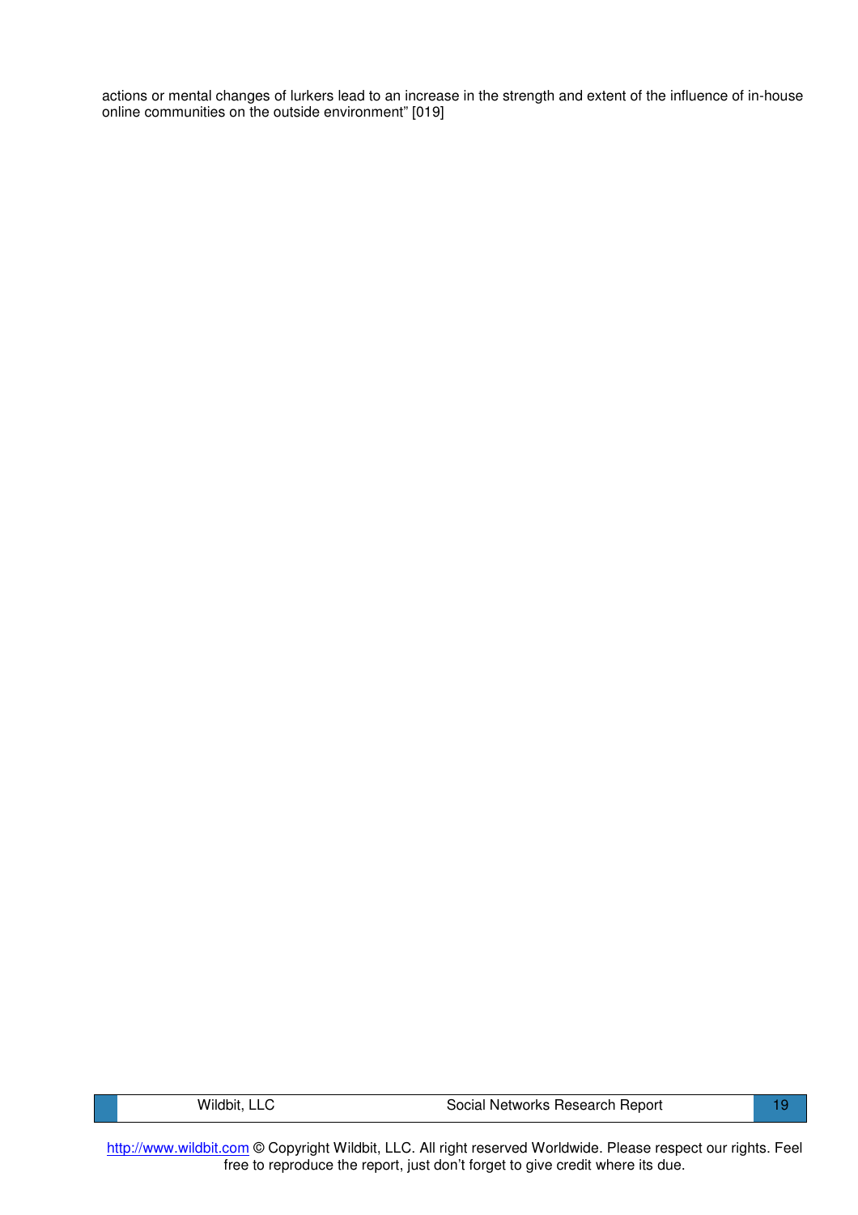actions or mental changes of lurkers lead to an increase in the strength and extent of the influence of in-house online communities on the outside environment" [019]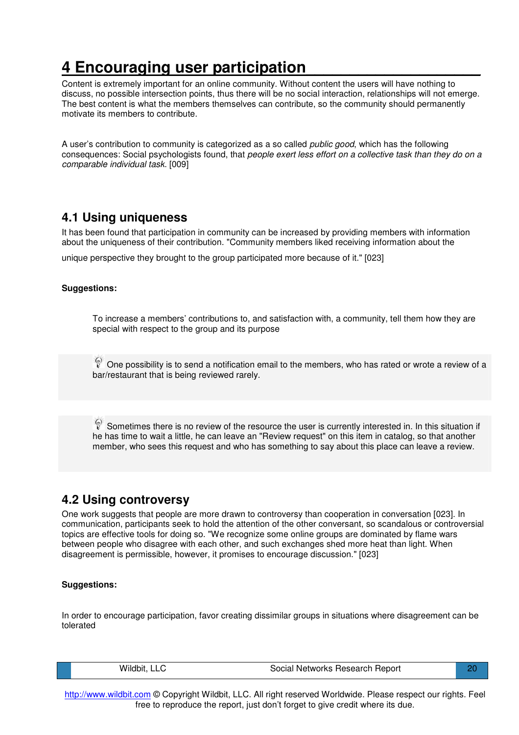# 4 Encouraging user participation

Content is extremely important for an online community. Without content the users will have nothing to discuss, no possible intersection points, thus there will be no social interaction, relationships will not emerge. The best content is what the members themselves can contribute, so the community should permanently motivate its members to contribute.

A user's contribution to community is categorized as a so called *public good*, which has the following consequences: Social psychologists found, that *people exert less effort on a collective task than they do on a comparable individual task*. [009]

## 4.1 Using uniqueness

It has been found that participation in community can be increased by providing members with information about the uniqueness of their contribution. "Community members liked receiving information about the unique perspective they brought to the group participated more because of it." [023]

**Suggestions:**

To increase a members' contributions to, and satisfaction with, a community, tell them how they are special with respect to the group and its purpose

One possibility is to send a notification email to the members, who has rated or wrote a review of a bar/restaurant that is being reviewed rarely.

Sometimes there is no review of the resource the user is currently interested in. In this situation if he has time to wait a little, he can leave an "Review request" on this item in catalog, so that another member, who sees this request and who has something to say about this place can leave a review.

## 4.2 Using controversy

One work suggests that people are more drawn to controversy than cooperation in conversation [023]. In communication, participants seek to hold the attention of the other conversant, so scandalous or controversial topics are effective tools for doing so. "We recognize some online groups are dominated by flame wars between people who disagree with each other, and such exchanges shed more heat than light. When disagreement is permissible, however, it promises to encourage discussion." [023]

**Suggestions:**

In order to encourage participation, favor creating dissimilar groups in situations where disagreement can be tolerated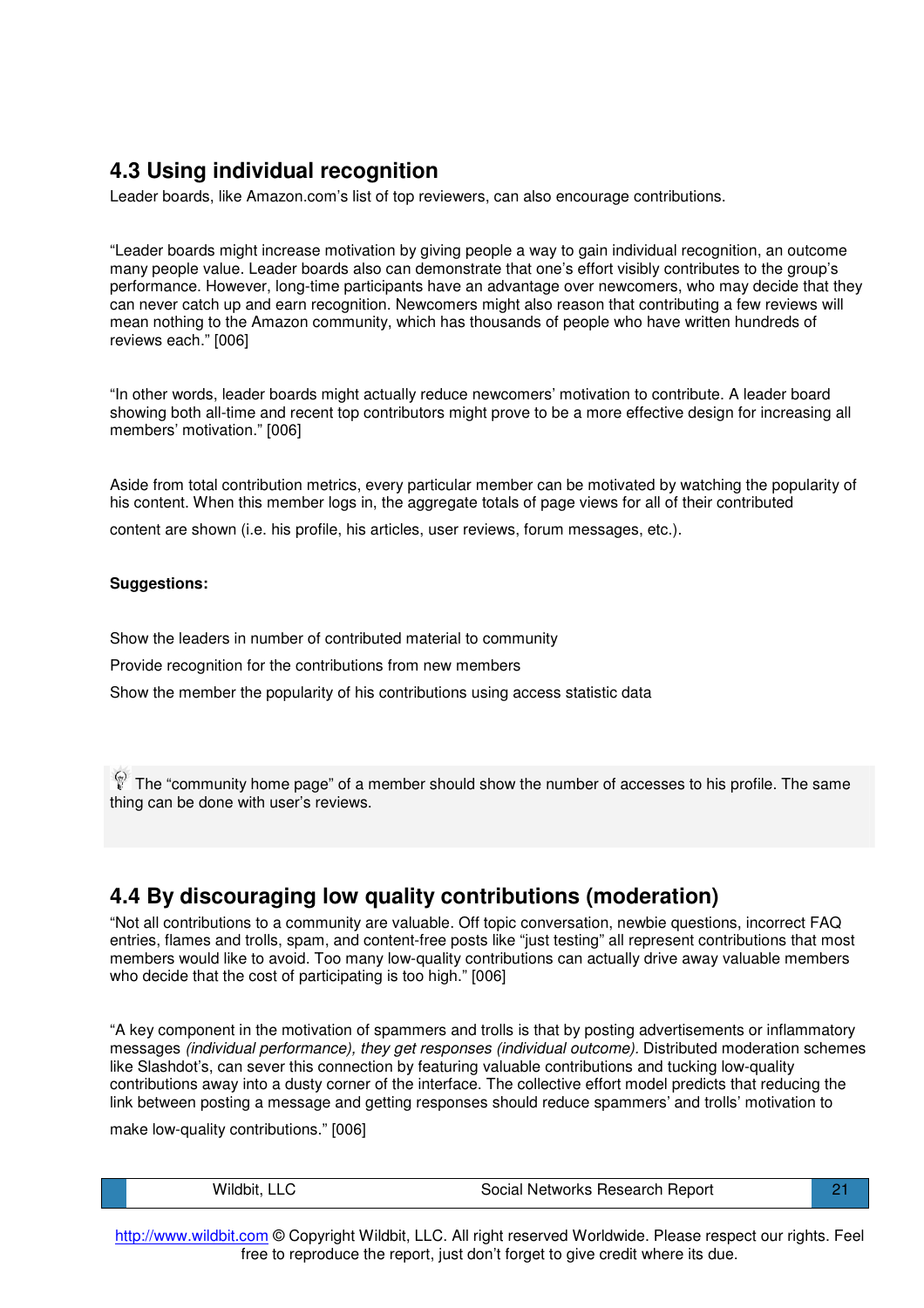## 4.3 Using individual recognition

Leader boards, like Amazon.com's list of top reviewers, can also encourage contributions.

"Leader boards might increase motivation by giving people a way to gain individual recognition, an outcome many people value. Leader boards also can demonstrate that one's effort visibly contributes to the group's performance. However, long-time participants have an advantage over newcomers, who may decide that they can never catch up and earn recognition. Newcomers might also reason that contributing a few reviews will mean nothing to the Amazon community, which has thousands of people who have written hundreds of reviews each." [006]

"In other words, leader boards might actually reduce newcomers' motivation to contribute. A leader board showing both all-time and recent top contributors might prove to be a more effective design for increasing all members' motivation." [006]

Aside from total contribution metrics, every particular member can be motivated by watching the popularity of his content. When this member logs in, the aggregate totals of page views for all of their contributed content are shown (i.e. his profile, his articles, user reviews, forum messages, etc.).

**Suggestions:**

Show the leaders in number of contributed material to community

Provide recognition for the contributions from new members

Show the member the popularity of his contributions using access statistic data

The "community home page" of a member should show the number of accesses to his profile. The same thing can be done with user's reviews.

## 4.4 By discouraging low quality contributions (moderation)

"Not all contributions to a community are valuable. Off topic conversation, newbie questions, incorrect FAQ entries, flames and trolls, spam, and content-free posts like "just testing" all represent contributions that most members would like to avoid. Too many low-quality contributions can actually drive away valuable members who decide that the cost of participating is too high." [006]

"A key component in the motivation of spammers and trolls is that by posting advertisements or inflammatory messages *(individual performance), they get responses (individual outcome)*. Distributed moderation schemes like Slashdot's, can sever this connection by featuring valuable contributions and tucking low-quality contributions away into a dusty corner of the interface. The collective effort model predicts that reducing the link between posting a message and getting responses should reduce spammers' and trolls' motivation to make low-quality contributions." [006]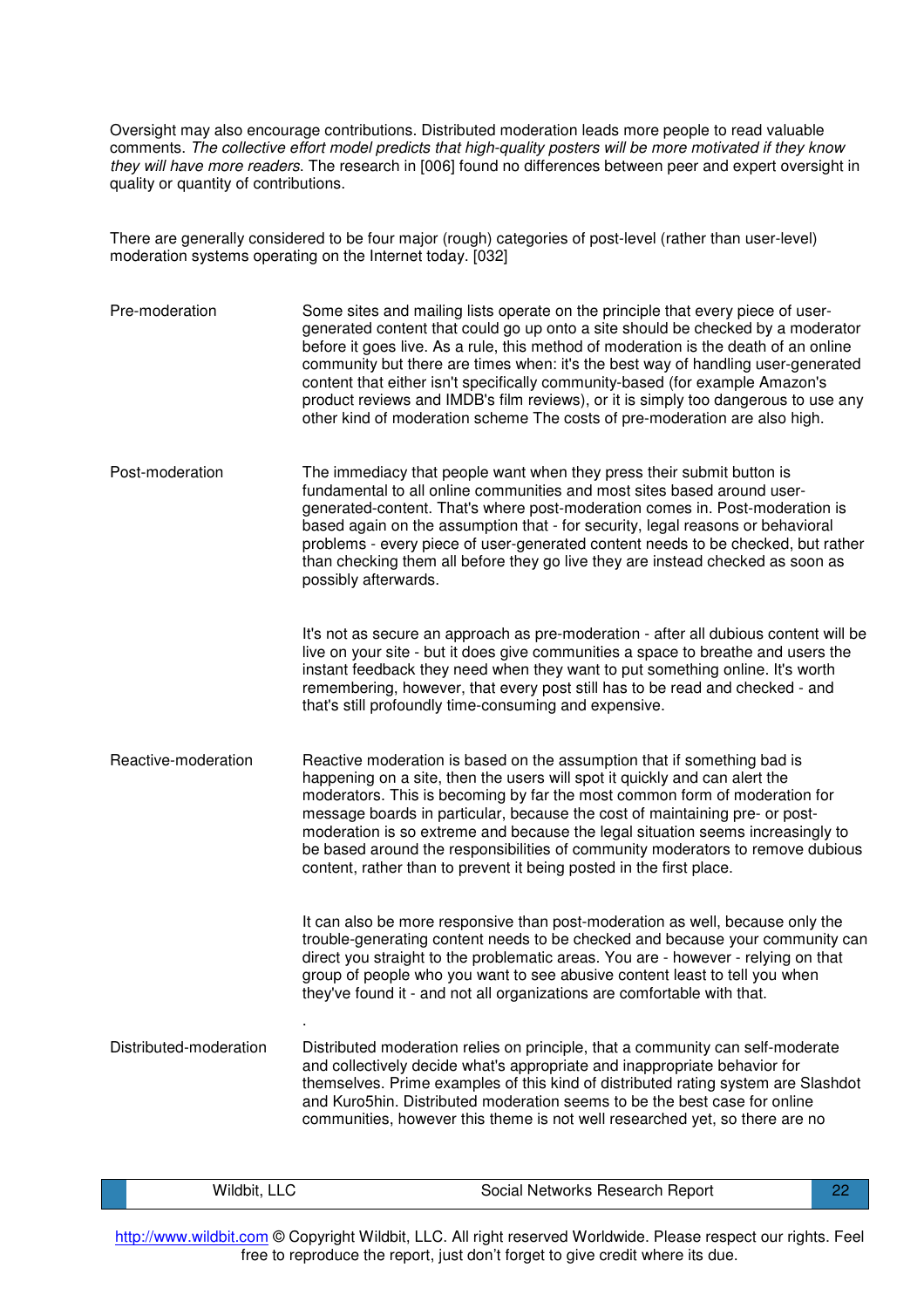Oversight may also encourage contributions. Distributed moderation leads more people to read valuable comments. *The collective effort model predicts that high-quality posters will be more motivated if they know they will have more readers.* The research in [006] found no differences between peer and expert oversight in quality or quantity of contributions.

There are generally considered to be four major (rough) categories of post-level (rather than user-level) moderation systems operating on the Internet today. [032]

| | |
|---|---|
| Pre-moderation | Some sites and mailing lists operate on the principle that every piece of user-generated content that could go up onto a site should be checked by a moderator before it goes live. As a rule, this method of moderation is the death of an online community but there are times when: it's the best way of handling user-generated content that either isn't specifically community-based (for example Amazon's product reviews and IMDB's film reviews), or it is simply too dangerous to use any other kind of moderation scheme The costs of pre-moderation are also high. |
| Post-moderation | The immediacy that people want when they press their submit button is fundamental to all online communities and most sites based around user-generated-content. That's where post-moderation comes in. Post-moderation is based again on the assumption that - for security, legal reasons or behavioral problems - every piece of user-generated content needs to be checked, but rather than checking them all before they go live they are instead checked as soon as possibly afterwards. |
| | It's not as secure an approach as pre-moderation - after all dubious content will be live on your site - but it does give communities a space to breathe and users the instant feedback they need when they want to put something online. It's worth remembering, however, that every post still has to be read and checked - and that's still profoundly time-consuming and expensive. |
| Reactive-moderation | Reactive moderation is based on the assumption that if something bad is happening on a site, then the users will spot it quickly and can alert the moderators. This is becoming by far the most common form of moderation for message boards in particular, because the cost of maintaining pre- or post-moderation is so extreme and because the legal situation seems increasingly to be based around the responsibilities of community moderators to remove dubious content, rather than to prevent it being posted in the first place. |
| | It can also be more responsive than post-moderation as well, because only the trouble-generating content needs to be checked and because your community can direct you straight to the problematic areas. You are - however - relying on that group of people who you want to see abusive content least to tell you when they've found it - and not all organizations are comfortable with that. |
| Distributed-moderation | Distributed moderation relies on principle, that a community can self-moderate and collectively decide what's appropriate and inappropriate behavior for themselves. Prime examples of this kind of distributed rating system are Slashdot and Kuro5hin. Distributed moderation seems to be the best case for online communities, however this theme is not well researched yet, so there are no |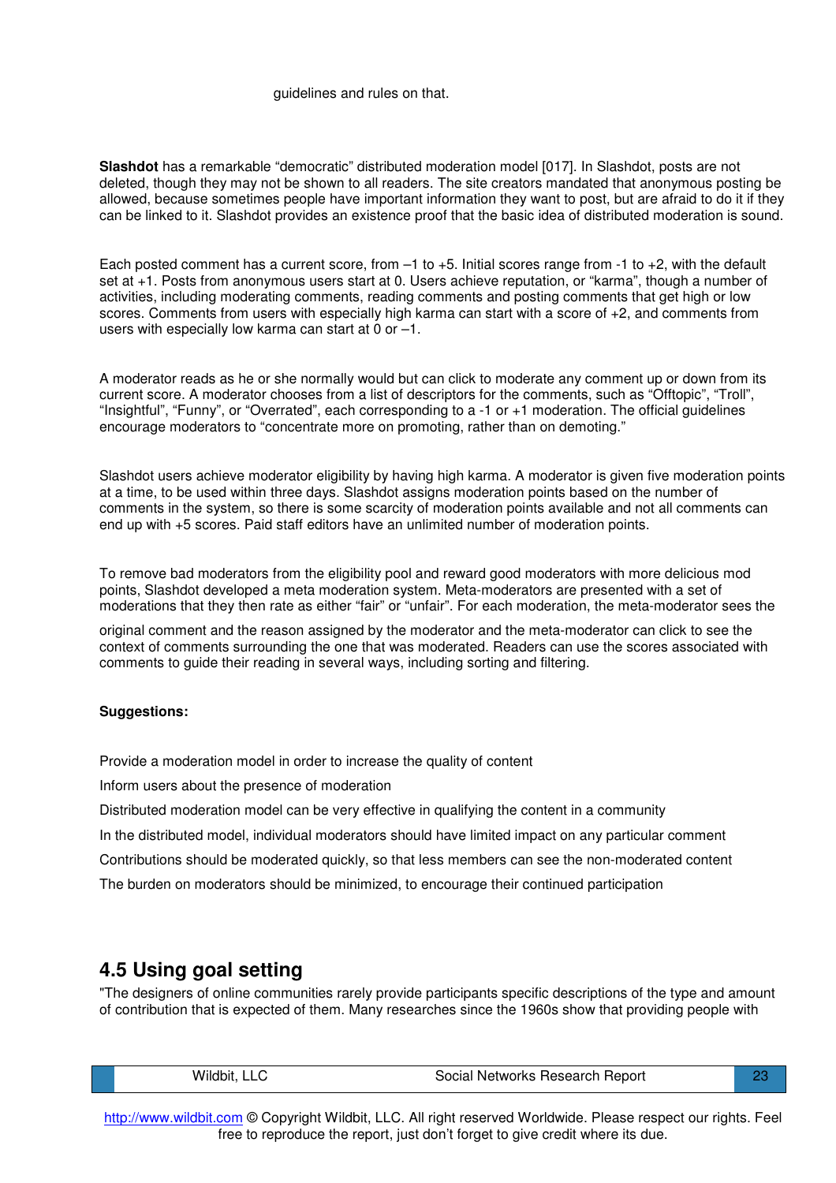guidelines and rules on that.

**Slashdot** has a remarkable "democratic" distributed moderation model [017]. In Slashdot, posts are not deleted, though they may not be shown to all readers. The site creators mandated that anonymous posting be allowed, because sometimes people have important information they want to post, but are afraid to do it if they can be linked to it. Slashdot provides an existence proof that the basic idea of distributed moderation is sound.

Each posted comment has a current score, from –1 to +5. Initial scores range from -1 to +2, with the default set at +1. Posts from anonymous users start at 0. Users achieve reputation, or "karma", though a number of activities, including moderating comments, reading comments and posting comments that get high or low scores. Comments from users with especially high karma can start with a score of +2, and comments from users with especially low karma can start at 0 or –1.

A moderator reads as he or she normally would but can click to moderate any comment up or down from its current score. A moderator chooses from a list of descriptors for the comments, such as "Offtopic", "Troll", "Insightful", "Funny", or "Overrated", each corresponding to a -1 or +1 moderation. The official guidelines encourage moderators to "concentrate more on promoting, rather than on demoting."

Slashdot users achieve moderator eligibility by having high karma. A moderator is given five moderation points at a time, to be used within three days. Slashdot assigns moderation points based on the number of comments in the system, so there is some scarcity of moderation points available and not all comments can end up with +5 scores. Paid staff editors have an unlimited number of moderation points.

To remove bad moderators from the eligibility pool and reward good moderators with more delicious mod points, Slashdot developed a meta moderation system. Meta-moderators are presented with a set of moderations that they then rate as either "fair" or "unfair". For each moderation, the meta-moderator sees the original comment and the reason assigned by the moderator and the meta-moderator can click to see the context of comments surrounding the one that was moderated. Readers can use the scores associated with comments to guide their reading in several ways, including sorting and filtering.

**Suggestions:**

Provide a moderation model in order to increase the quality of content

Inform users about the presence of moderation

Distributed moderation model can be very effective in qualifying the content in a community

In the distributed model, individual moderators should have limited impact on any particular comment

Contributions should be moderated quickly, so that less members can see the non-moderated content

The burden on moderators should be minimized, to encourage their continued participation

## 4.5 Using goal setting

"The designers of online communities rarely provide participants specific descriptions of the type and amount of contribution that is expected of them. Many researches since the 1960s show that providing people with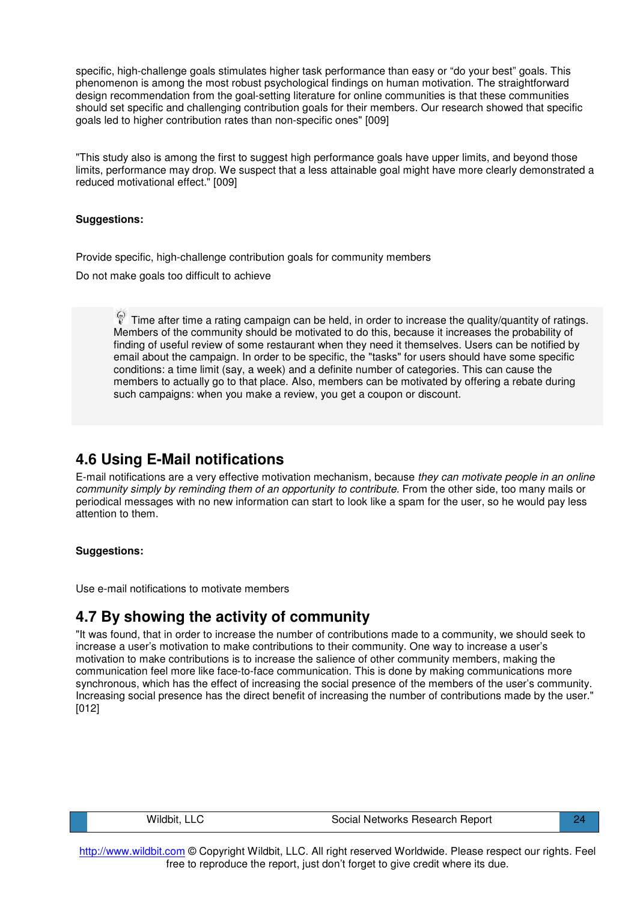specific, high-challenge goals stimulates higher task performance than easy or "do your best" goals. This phenomenon is among the most robust psychological findings on human motivation. The straightforward design recommendation from the goal-setting literature for online communities is that these communities should set specific and challenging contribution goals for their members. Our research showed that specific goals led to higher contribution rates than non-specific ones" [009]

"This study also is among the first to suggest high performance goals have upper limits, and beyond those limits, performance may drop. We suspect that a less attainable goal might have more clearly demonstrated a reduced motivational effect." [009]

**Suggestions:**

Provide specific, high-challenge contribution goals for community members

Do not make goals too difficult to achieve

> Time after time a rating campaign can be held, in order to increase the quality/quantity of ratings. Members of the community should be motivated to do this, because it increases the probability of finding of useful review of some restaurant when they need it themselves. Users can be notified by email about the campaign. In order to be specific, the "tasks" for users should have some specific conditions: a time limit (say, a week) and a definite number of categories. This can cause the members to actually go to that place. Also, members can be motivated by offering a rebate during such campaigns: when you make a review, you get a coupon or discount.

## 4.6 Using E-Mail notifications

E-mail notifications are a very effective motivation mechanism, because *they can motivate people in an online community simply by reminding them of an opportunity to contribute.* From the other side, too many mails or periodical messages with no new information can start to look like a spam for the user, so he would pay less attention to them.

**Suggestions:**

Use e-mail notifications to motivate members

## 4.7 By showing the activity of community

"It was found, that in order to increase the number of contributions made to a community, we should seek to increase a user's motivation to make contributions to their community. One way to increase a user's motivation to make contributions is to increase the salience of other community members, making the communication feel more like face-to-face communication. This is done by making communications more synchronous, which has the effect of increasing the social presence of the members of the user's community. Increasing social presence has the direct benefit of increasing the number of contributions made by the user." [012]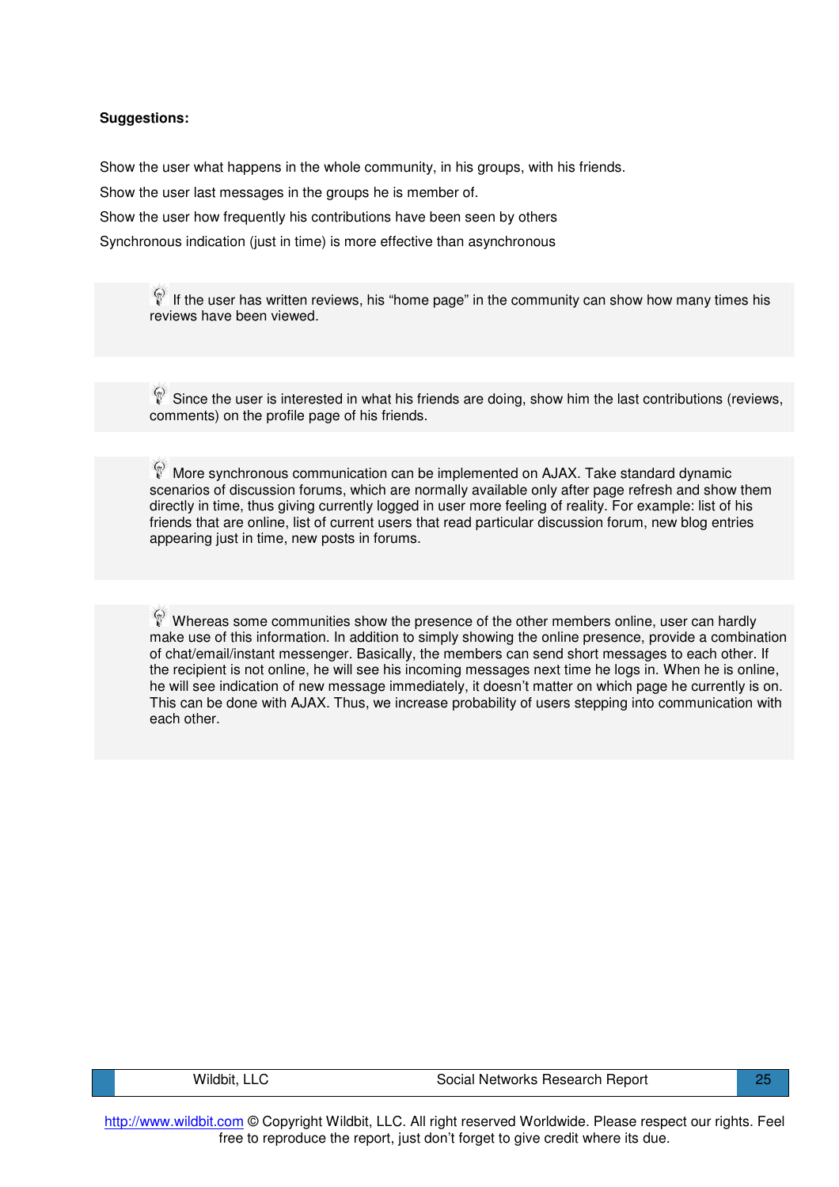**Suggestions:**

Show the user what happens in the whole community, in his groups, with his friends.

Show the user last messages in the groups he is member of.

Show the user how frequently his contributions have been seen by others

Synchronous indication (just in time) is more effective than asynchronous

> If the user has written reviews, his “home page” in the community can show how many times his reviews have been viewed.

> Since the user is interested in what his friends are doing, show him the last contributions (reviews, comments) on the profile page of his friends.

> More synchronous communication can be implemented on AJAX. Take standard dynamic scenarios of discussion forums, which are normally available only after page refresh and show them directly in time, thus giving currently logged in user more feeling of reality. For example: list of his friends that are online, list of current users that read particular discussion forum, new blog entries appearing just in time, new posts in forums.

> Whereas some communities show the presence of the other members online, user can hardly make use of this information. In addition to simply showing the online presence, provide a combination of chat/email/instant messenger. Basically, the members can send short messages to each other. If the recipient is not online, he will see his incoming messages next time he logs in. When he is online, he will see indication of new message immediately, it doesn’t matter on which page he currently is on. This can be done with AJAX. Thus, we increase probability of users stepping into communication with each other.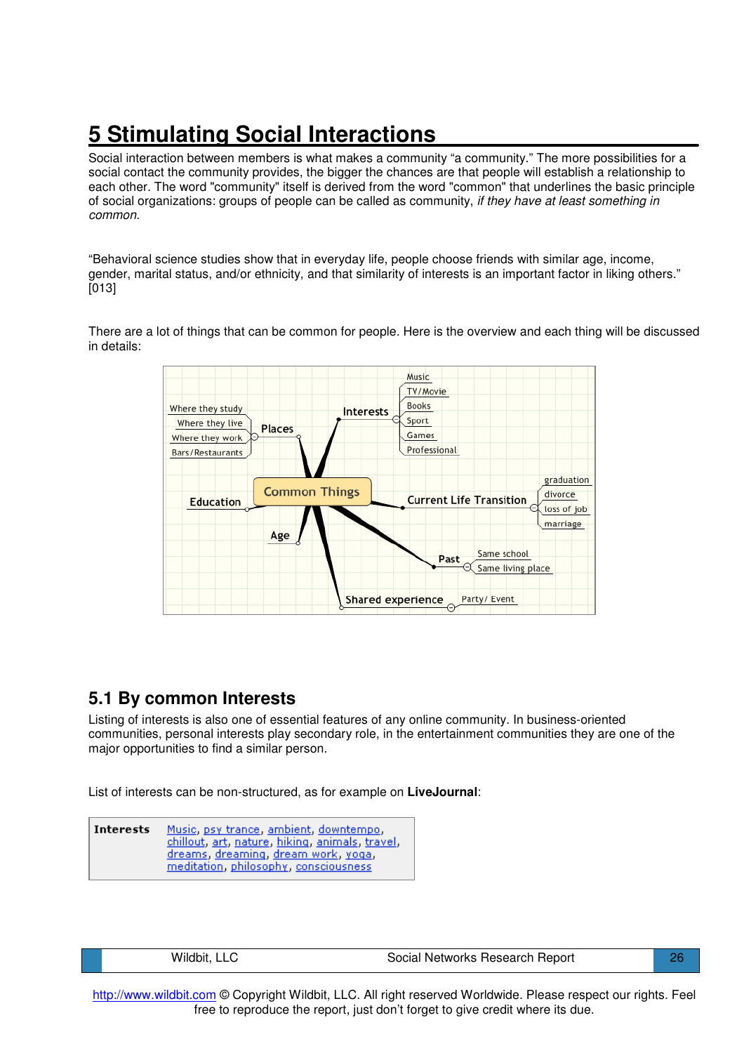# 5 Stimulating Social Interactions

Social interaction between members is what makes a community "a community." The more possibilities for a social contact the community provides, the bigger the chances are that people will establish a relationship to each other. The word "community" itself is derived from the word "common" that underlines the basic principle of social organizations: groups of people can be called as community, *if they have at least something in common*.

"Behavioral science studies show that in everyday life, people choose friends with similar age, income, gender, marital status, and/or ethnicity, and that similarity of interests is an important factor in liking others." [013]

There are a lot of things that can be common for people. Here is the overview and each thing will be discussed in details:

- Common Things
  - Places
    - Where they study
    - Where they live
    - Where they work
    - Bars/Restaurants
  - Interests
    - Music
    - TV/Movie
    - Books
    - Sport
    - Games
    - Professional
  - Education
  - Age
  - Current Life Transition
    - graduation
    - divorce
    - loss of job
    - marriage
  - Past
    - Same school
    - Same living place
  - Shared experience
    - Party/ Event

## 5.1 By common Interests

Listing of interests is also one of essential features of any online community. In business-oriented communities, personal interests play secondary role, in the entertainment communities they are one of the major opportunities to find a similar person.

List of interests can be non-structured, as for example on **LiveJournal**:

**Interests** Music, psy trance, ambient, downtempo, chillout, art, nature, hiking, animals, travel, dreams, dreaming, dream work, yoga, meditation, philosophy, consciousness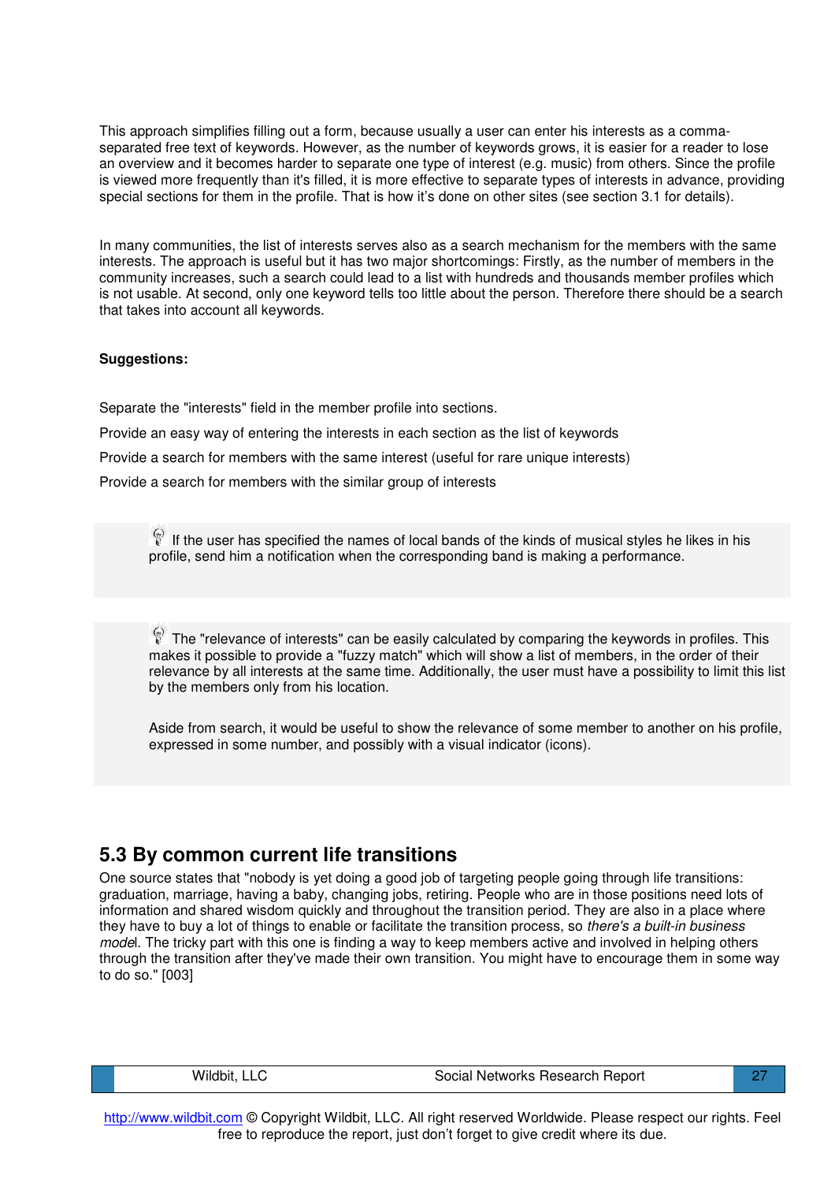This approach simplifies filling out a form, because usually a user can enter his interests as a comma-separated free text of keywords. However, as the number of keywords grows, it is easier for a reader to lose an overview and it becomes harder to separate one type of interest (e.g. music) from others. Since the profile is viewed more frequently than it's filled, it is more effective to separate types of interests in advance, providing special sections for them in the profile. That is how it's done on other sites (see section 3.1 for details).

In many communities, the list of interests serves also as a search mechanism for the members with the same interests. The approach is useful but it has two major shortcomings: Firstly, as the number of members in the community increases, such a search could lead to a list with hundreds and thousands member profiles which is not usable. At second, only one keyword tells too little about the person. Therefore there should be a search that takes into account all keywords.

**Suggestions:**

Separate the "interests" field in the member profile into sections.

Provide an easy way of entering the interests in each section as the list of keywords

Provide a search for members with the same interest (useful for rare unique interests)

Provide a search for members with the similar group of interests

If the user has specified the names of local bands of the kinds of musical styles he likes in his profile, send him a notification when the corresponding band is making a performance.

The "relevance of interests" can be easily calculated by comparing the keywords in profiles. This makes it possible to provide a "fuzzy match" which will show a list of members, in the order of their relevance by all interests at the same time. Additionally, the user must have a possibility to limit this list by the members only from his location.

Aside from search, it would be useful to show the relevance of some member to another on his profile, expressed in some number, and possibly with a visual indicator (icons).

## 5.3 By common current life transitions

One source states that "nobody is yet doing a good job of targeting people going through life transitions: graduation, marriage, having a baby, changing jobs, retiring. People who are in those positions need lots of information and shared wisdom quickly and throughout the transition period. They are also in a place where they have to buy a lot of things to enable or facilitate the transition process, so *there's a built-in business model*. The tricky part with this one is finding a way to keep members active and involved in helping others through the transition after they've made their own transition. You might have to encourage them in some way to do so." [003]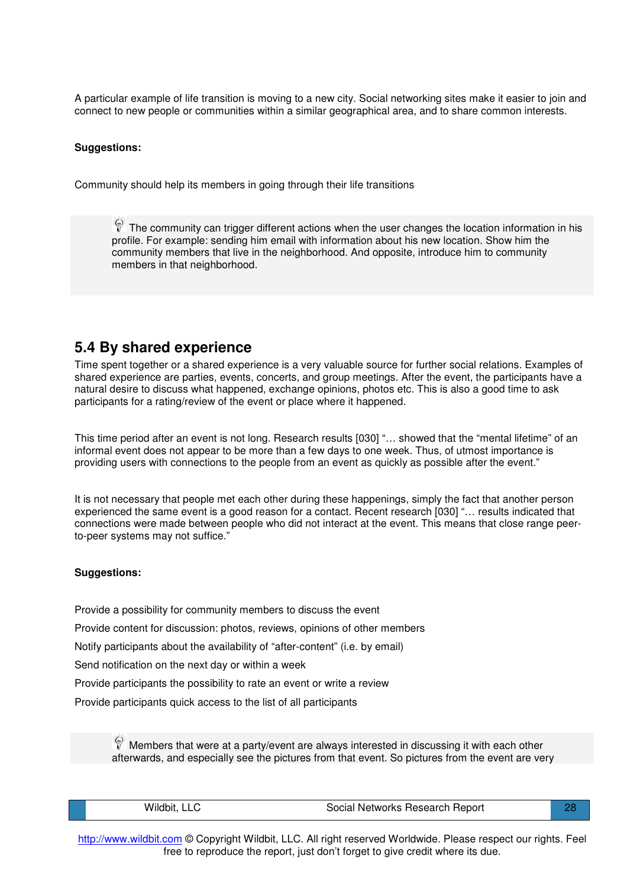A particular example of life transition is moving to a new city. Social networking sites make it easier to join and connect to new people or communities within a similar geographical area, and to share common interests.

**Suggestions:**

Community should help its members in going through their life transitions

> The community can trigger different actions when the user changes the location information in his profile. For example: sending him email with information about his new location. Show him the community members that live in the neighborhood. And opposite, introduce him to community members in that neighborhood.

## 5.4 By shared experience

Time spent together or a shared experience is a very valuable source for further social relations. Examples of shared experience are parties, events, concerts, and group meetings. After the event, the participants have a natural desire to discuss what happened, exchange opinions, photos etc. This is also a good time to ask participants for a rating/review of the event or place where it happened.

This time period after an event is not long. Research results [030] "… showed that the "mental lifetime" of an informal event does not appear to be more than a few days to one week. Thus, of utmost importance is providing users with connections to the people from an event as quickly as possible after the event."

It is not necessary that people met each other during these happenings, simply the fact that another person experienced the same event is a good reason for a contact. Recent research [030] "… results indicated that connections were made between people who did not interact at the event. This means that close range peer-to-peer systems may not suffice."

**Suggestions:**

Provide a possibility for community members to discuss the event

Provide content for discussion: photos, reviews, opinions of other members

Notify participants about the availability of "after-content" (i.e. by email)

Send notification on the next day or within a week

Provide participants the possibility to rate an event or write a review

Provide participants quick access to the list of all participants

> Members that were at a party/event are always interested in discussing it with each other afterwards, and especially see the pictures from that event. So pictures from the event are very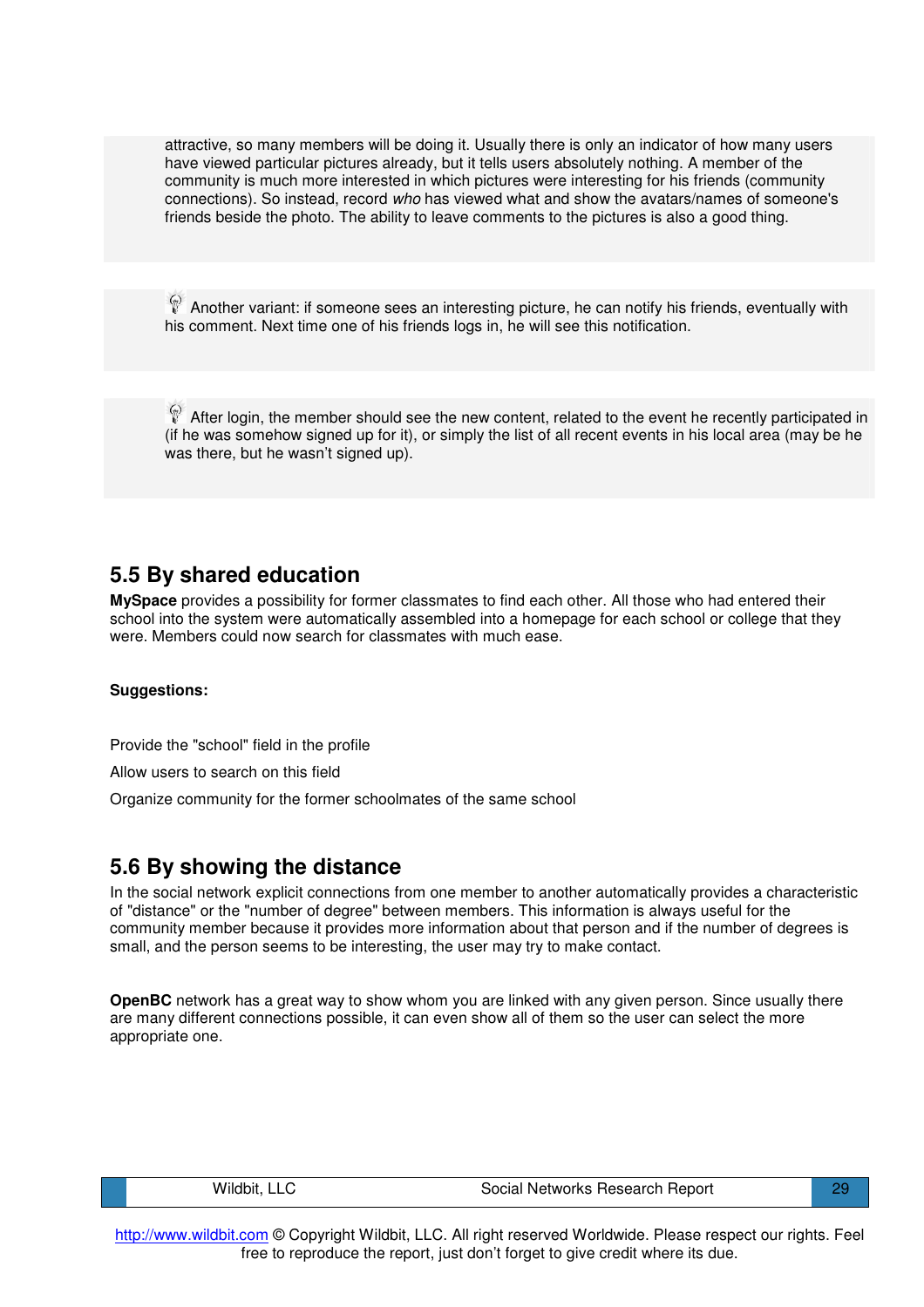attractive, so many members will be doing it. Usually there is only an indicator of how many users have viewed particular pictures already, but it tells users absolutely nothing. A member of the community is much more interested in which pictures were interesting for his friends (community connections). So instead, record *who* has viewed what and show the avatars/names of someone's friends beside the photo. The ability to leave comments to the pictures is also a good thing.

Another variant: if someone sees an interesting picture, he can notify his friends, eventually with his comment. Next time one of his friends logs in, he will see this notification.

After login, the member should see the new content, related to the event he recently participated in (if he was somehow signed up for it), or simply the list of all recent events in his local area (may be he was there, but he wasn't signed up).

## 5.5 By shared education

**MySpace** provides a possibility for former classmates to find each other. All those who had entered their school into the system were automatically assembled into a homepage for each school or college that they were. Members could now search for classmates with much ease.

**Suggestions:**

Provide the "school" field in the profile

Allow users to search on this field

Organize community for the former schoolmates of the same school

## 5.6 By showing the distance

In the social network explicit connections from one member to another automatically provides a characteristic of "distance" or the "number of degree" between members. This information is always useful for the community member because it provides more information about that person and if the number of degrees is small, and the person seems to be interesting, the user may try to make contact.

**OpenBC** network has a great way to show whom you are linked with any given person. Since usually there are many different connections possible, it can even show all of them so the user can select the more appropriate one.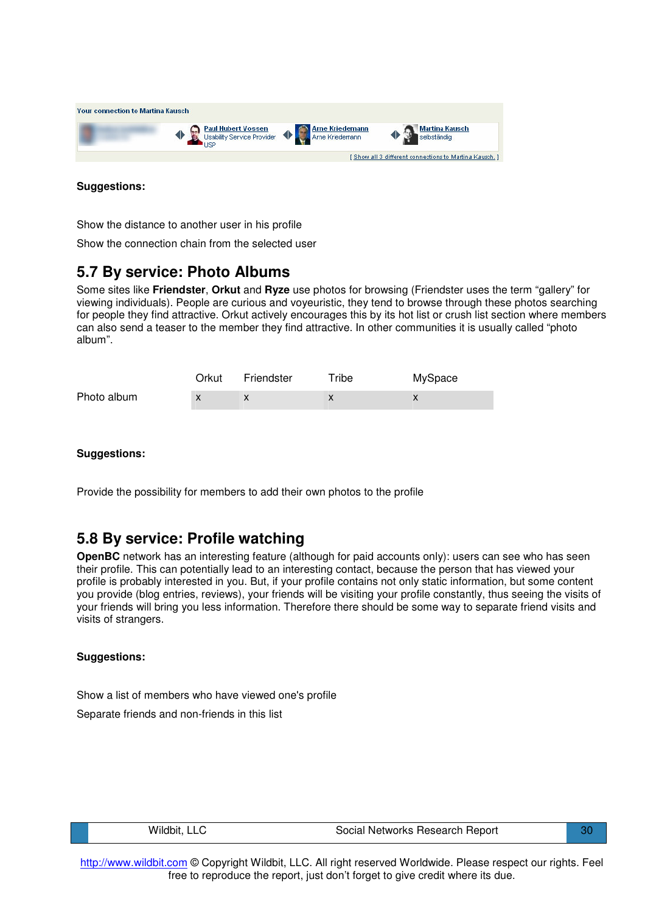Your connection to Martina Kausch

Paul Hubert Vossen
Usability Service Provider USP

Arne Kriedemann
Arne Kriedemann

Martina Kausch
selbständig

[ Show all 3 different connections to Martina Kausch. ]

**Suggestions:**

Show the distance to another user in his profile

Show the connection chain from the selected user

## 5.7 By service: Photo Albums

Some sites like **Friendster**, **Orkut** and **Ryze** use photos for browsing (Friendster uses the term "gallery" for viewing individuals). People are curious and voyeuristic, they tend to browse through these photos searching for people they find attractive. Orkut actively encourages this by its hot list or crush list section where members can also send a teaser to the member they find attractive. In other communities it is usually called "photo album".

| | Orkut | Friendster | Tribe | MySpace |
|---|---|---|---|---|
| Photo album | x | x | x | x |

**Suggestions:**

Provide the possibility for members to add their own photos to the profile

## 5.8 By service: Profile watching

**OpenBC** network has an interesting feature (although for paid accounts only): users can see who has seen their profile. This can potentially lead to an interesting contact, because the person that has viewed your profile is probably interested in you. But, if your profile contains not only static information, but some content you provide (blog entries, reviews), your friends will be visiting your profile constantly, thus seeing the visits of your friends will bring you less information. Therefore there should be some way to separate friend visits and visits of strangers.

**Suggestions:**

Show a list of members who have viewed one's profile

Separate friends and non-friends in this list

http://www.wildbit.com © Copyright Wildbit, LLC. All right reserved Worldwide. Please respect our rights. Feel free to reproduce the report, just don't forget to give credit where its due.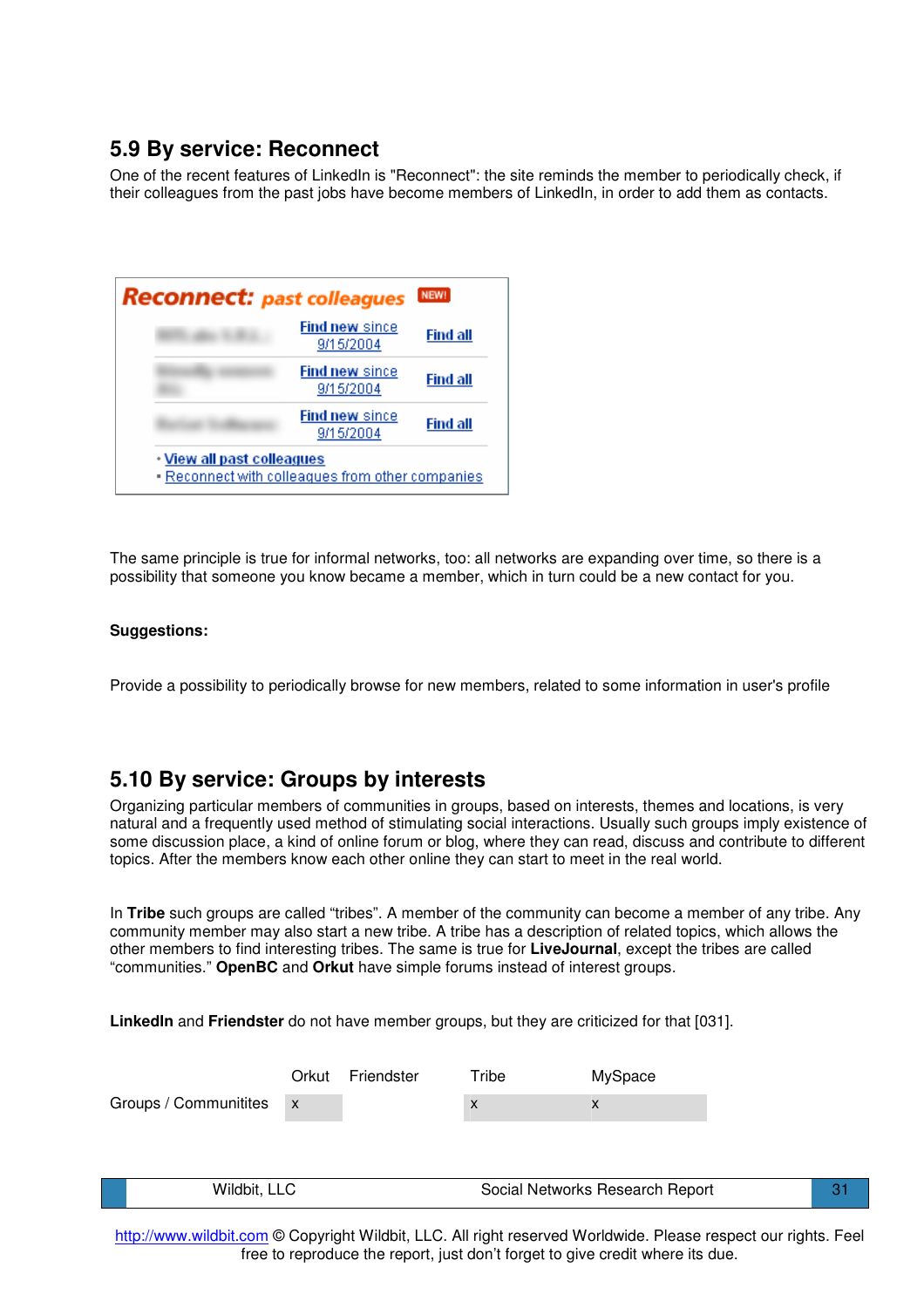## 5.9 By service: Reconnect

One of the recent features of LinkedIn is "Reconnect": the site reminds the member to periodically check, if their colleagues from the past jobs have become members of LinkedIn, in order to add them as contacts.

The same principle is true for informal networks, too: all networks are expanding over time, so there is a possibility that someone you know became a member, which in turn could be a new contact for you.

**Suggestions:**

Provide a possibility to periodically browse for new members, related to some information in user's profile

## 5.10 By service: Groups by interests

Organizing particular members of communities in groups, based on interests, themes and locations, is very natural and a frequently used method of stimulating social interactions. Usually such groups imply existence of some discussion place, a kind of online forum or blog, where they can read, discuss and contribute to different topics. After the members know each other online they can start to meet in the real world.

In **Tribe** such groups are called "tribes". A member of the community can become a member of any tribe. Any community member may also start a new tribe. A tribe has a description of related topics, which allows the other members to find interesting tribes. The same is true for **LiveJournal**, except the tribes are called "communities." **OpenBC** and **Orkut** have simple forums instead of interest groups.

**LinkedIn** and **Friendster** do not have member groups, but they are criticized for that [031].

| | Orkut | Friendster | Tribe | MySpace |
|---|---|---|---|---|
| Groups / Communitites | x | | x | x |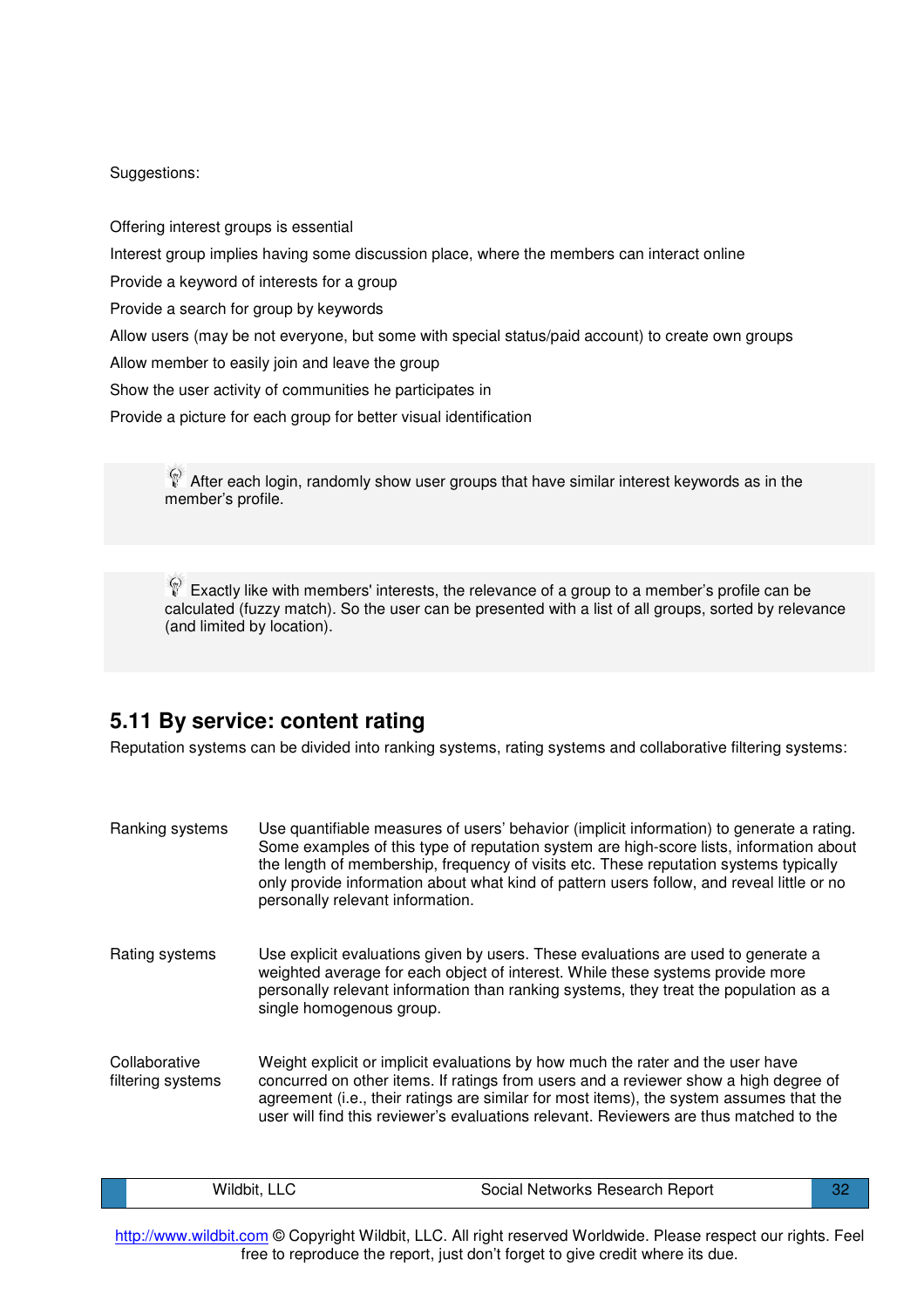Suggestions:

Offering interest groups is essential

Interest group implies having some discussion place, where the members can interact online

Provide a keyword of interests for a group

Provide a search for group by keywords

Allow users (may be not everyone, but some with special status/paid account) to create own groups

Allow member to easily join and leave the group

Show the user activity of communities he participates in

Provide a picture for each group for better visual identification

> After each login, randomly show user groups that have similar interest keywords as in the member's profile.

> Exactly like with members' interests, the relevance of a group to a member's profile can be calculated (fuzzy match). So the user can be presented with a list of all groups, sorted by relevance (and limited by location).

## 5.11 By service: content rating

Reputation systems can be divided into ranking systems, rating systems and collaborative filtering systems:

| | |
|---|---|
| Ranking systems | Use quantifiable measures of users' behavior (implicit information) to generate a rating. Some examples of this type of reputation system are high-score lists, information about the length of membership, frequency of visits etc. These reputation systems typically only provide information about what kind of pattern users follow, and reveal little or no personally relevant information. |
| Rating systems | Use explicit evaluations given by users. These evaluations are used to generate a weighted average for each object of interest. While these systems provide more personally relevant information than ranking systems, they treat the population as a single homogenous group. |
| Collaborative filtering systems | Weight explicit or implicit evaluations by how much the rater and the user have concurred on other items. If ratings from users and a reviewer show a high degree of agreement (i.e., their ratings are similar for most items), the system assumes that the user will find this reviewer's evaluations relevant. Reviewers are thus matched to the |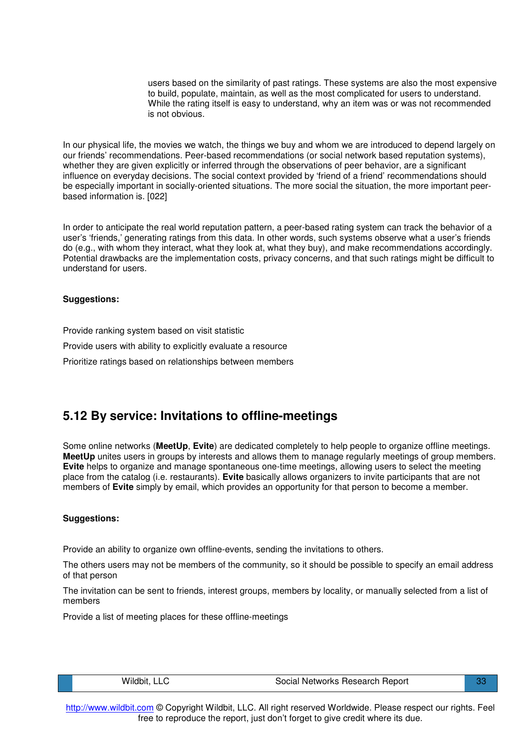users based on the similarity of past ratings. These systems are also the most expensive to build, populate, maintain, as well as the most complicated for users to understand. While the rating itself is easy to understand, why an item was or was not recommended is not obvious.

In our physical life, the movies we watch, the things we buy and whom we are introduced to depend largely on our friends' recommendations. Peer-based recommendations (or social network based reputation systems), whether they are given explicitly or inferred through the observations of peer behavior, are a significant influence on everyday decisions. The social context provided by 'friend of a friend' recommendations should be especially important in socially-oriented situations. The more social the situation, the more important peer-based information is. [022]

In order to anticipate the real world reputation pattern, a peer-based rating system can track the behavior of a user's 'friends,' generating ratings from this data. In other words, such systems observe what a user's friends do (e.g., with whom they interact, what they look at, what they buy), and make recommendations accordingly. Potential drawbacks are the implementation costs, privacy concerns, and that such ratings might be difficult to understand for users.

**Suggestions:**

Provide ranking system based on visit statistic

Provide users with ability to explicitly evaluate a resource

Prioritize ratings based on relationships between members

## 5.12 By service: Invitations to offline-meetings

Some online networks (**MeetUp**, **Evite**) are dedicated completely to help people to organize offline meetings. **MeetUp** unites users in groups by interests and allows them to manage regularly meetings of group members. **Evite** helps to organize and manage spontaneous one-time meetings, allowing users to select the meeting place from the catalog (i.e. restaurants). **Evite** basically allows organizers to invite participants that are not members of **Evite** simply by email, which provides an opportunity for that person to become a member.

**Suggestions:**

Provide an ability to organize own offline-events, sending the invitations to others.

The others users may not be members of the community, so it should be possible to specify an email address of that person

The invitation can be sent to friends, interest groups, members by locality, or manually selected from a list of members

Provide a list of meeting places for these offline-meetings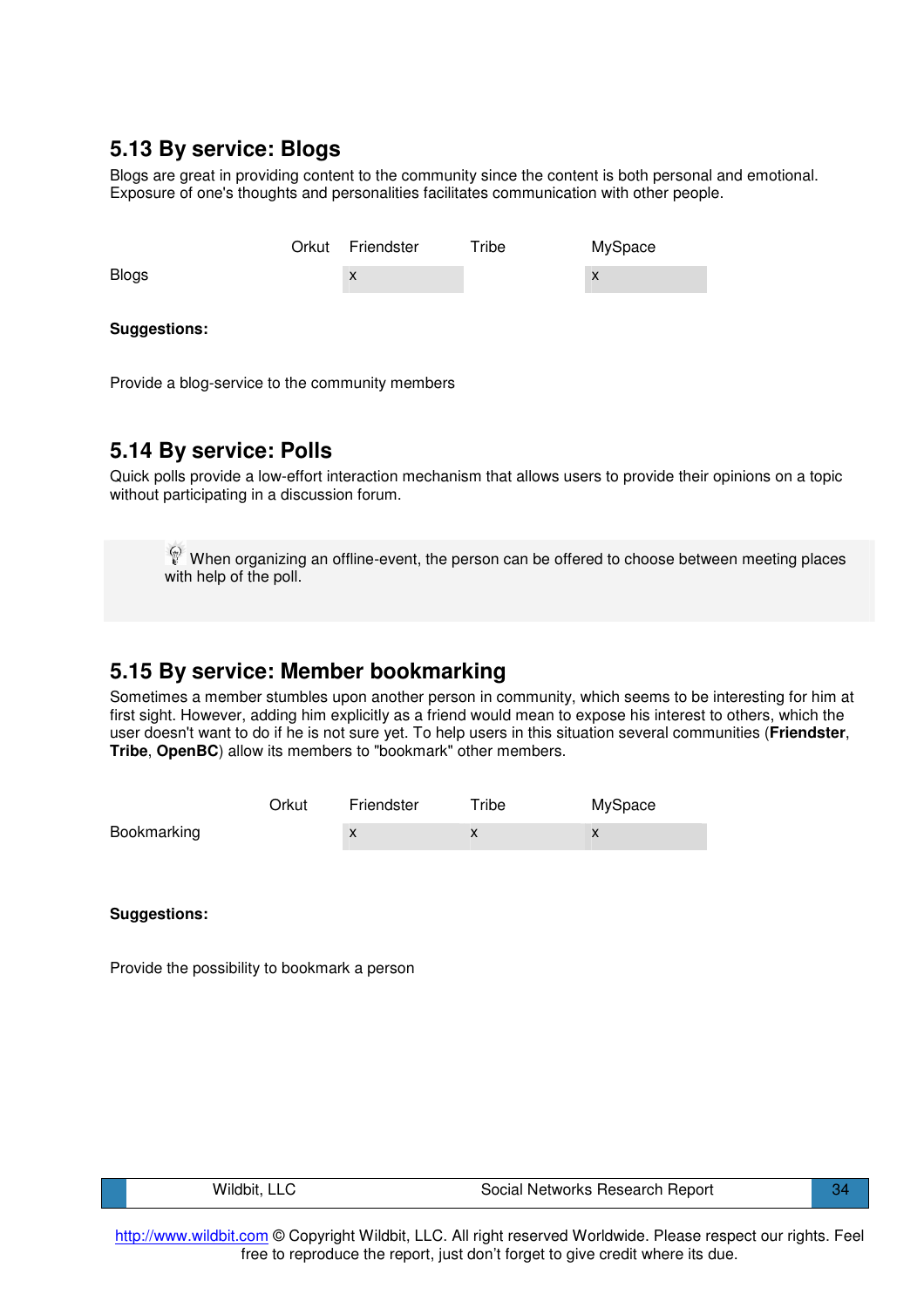## 5.13 By service: Blogs

Blogs are great in providing content to the community since the content is both personal and emotional. Exposure of one's thoughts and personalities facilitates communication with other people.

| | Orkut | Friendster | Tribe | MySpace |
|---|---|---|---|---|
| Blogs | | x | | x |

**Suggestions:**

Provide a blog-service to the community members

## 5.14 By service: Polls

Quick polls provide a low-effort interaction mechanism that allows users to provide their opinions on a topic without participating in a discussion forum.

When organizing an offline-event, the person can be offered to choose between meeting places with help of the poll.

## 5.15 By service: Member bookmarking

Sometimes a member stumbles upon another person in community, which seems to be interesting for him at first sight. However, adding him explicitly as a friend would mean to expose his interest to others, which the user doesn't want to do if he is not sure yet. To help users in this situation several communities (**Friendster**, **Tribe**, **OpenBC**) allow its members to "bookmark" other members.

| | Orkut | Friendster | Tribe | MySpace |
|---|---|---|---|---|
| Bookmarking | | x | x | x |

**Suggestions:**

Provide the possibility to bookmark a person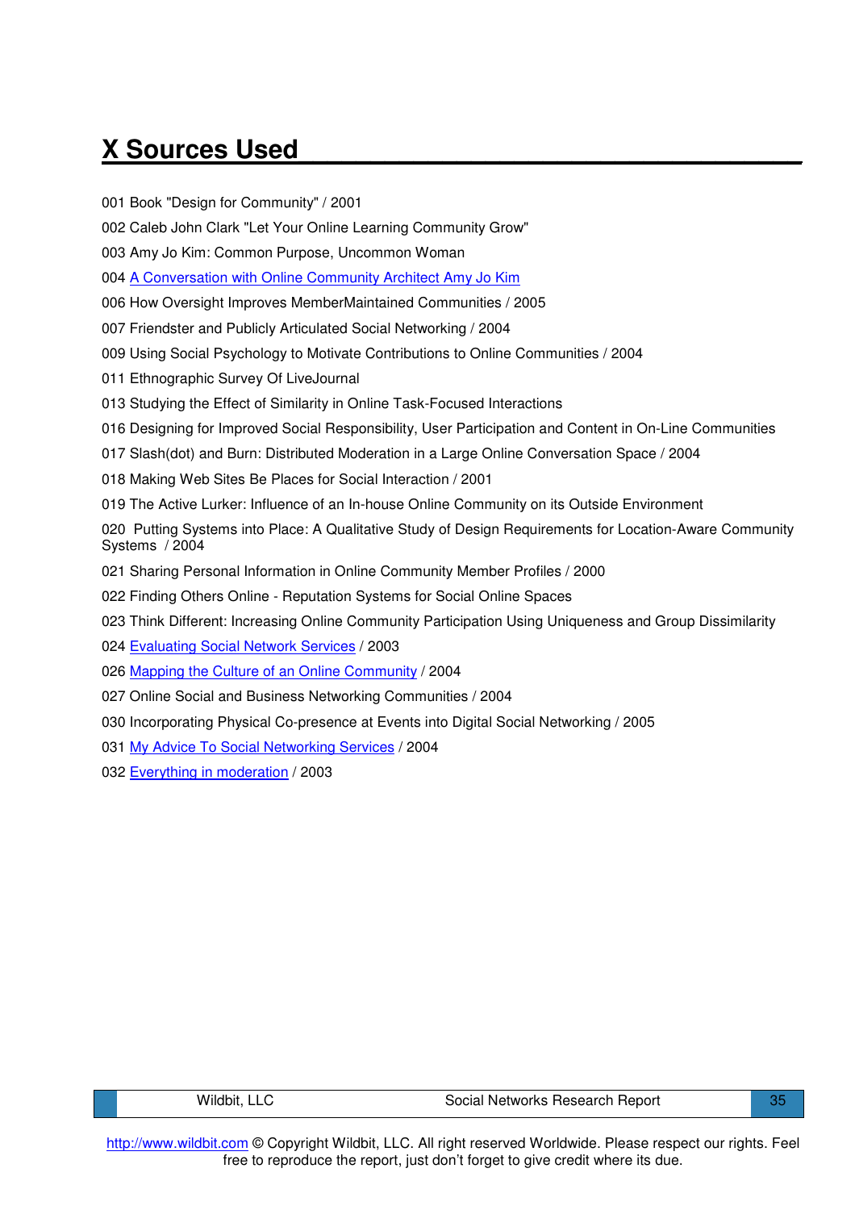# X Sources Used

001 Book "Design for Community" / 2001

002 Caleb John Clark "Let Your Online Learning Community Grow"

003 Amy Jo Kim: Common Purpose, Uncommon Woman

004 A Conversation with Online Community Architect Amy Jo Kim

006 How Oversight Improves MemberMaintained Communities / 2005

007 Friendster and Publicly Articulated Social Networking / 2004

009 Using Social Psychology to Motivate Contributions to Online Communities / 2004

011 Ethnographic Survey Of LiveJournal

013 Studying the Effect of Similarity in Online Task-Focused Interactions

016 Designing for Improved Social Responsibility, User Participation and Content in On-Line Communities

017 Slash(dot) and Burn: Distributed Moderation in a Large Online Conversation Space / 2004

018 Making Web Sites Be Places for Social Interaction / 2001

019 The Active Lurker: Influence of an In-house Online Community on its Outside Environment

020 Putting Systems into Place: A Qualitative Study of Design Requirements for Location-Aware Community Systems / 2004

021 Sharing Personal Information in Online Community Member Profiles / 2000

022 Finding Others Online - Reputation Systems for Social Online Spaces

023 Think Different: Increasing Online Community Participation Using Uniqueness and Group Dissimilarity

024 Evaluating Social Network Services / 2003

026 Mapping the Culture of an Online Community / 2004

027 Online Social and Business Networking Communities / 2004

030 Incorporating Physical Co-presence at Events into Digital Social Networking / 2005

031 My Advice To Social Networking Services / 2004

032 Everything in moderation / 2003